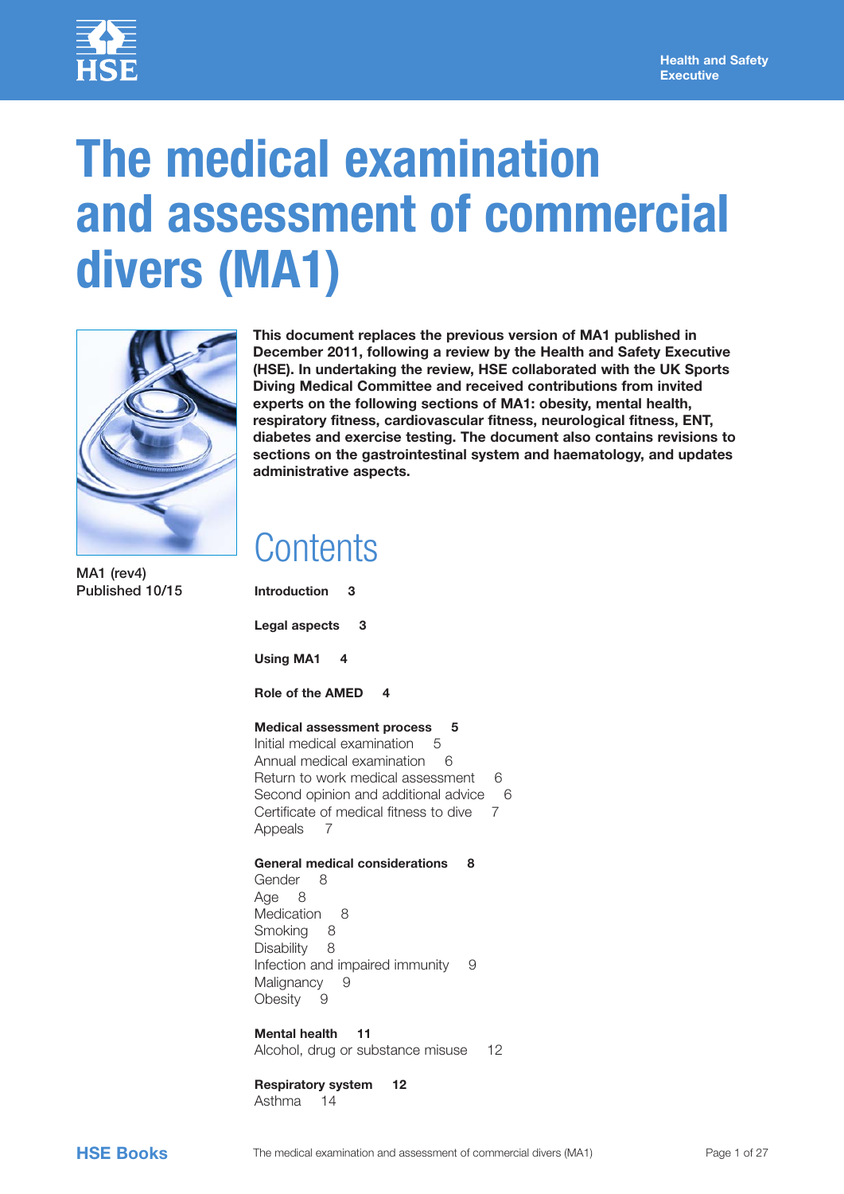Health and Safety Executive

# The medical examination and assessment of commercial divers (MA1)

MA1 (rev4)
Published 10/15

**This document replaces the previous version of MA1 published in December 2011, following a review by the Health and Safety Executive (HSE). In undertaking the review, HSE collaborated with the UK Sports Diving Medical Committee and received contributions from invited experts on the following sections of MA1: obesity, mental health, respiratory fitness, cardiovascular fitness, neurological fitness, ENT, diabetes and exercise testing. The document also contains revisions to sections on the gastrointestinal system and haematology, and updates administrative aspects.**

## Contents

**Introduction 3**

**Legal aspects 3**

**Using MA1 4**

**Role of the AMED 4**

**Medical assessment process 5**
Initial medical examination 5
Annual medical examination 6
Return to work medical assessment 6
Second opinion and additional advice 6
Certificate of medical fitness to dive 7
Appeals 7

**General medical considerations 8**
Gender 8
Age 8
Medication 8
Smoking 8
Disability 8
Infection and impaired immunity 9
Malignancy 9
Obesity 9

**Mental health 11**
Alcohol, drug or substance misuse 12

**Respiratory system 12**
Asthma 14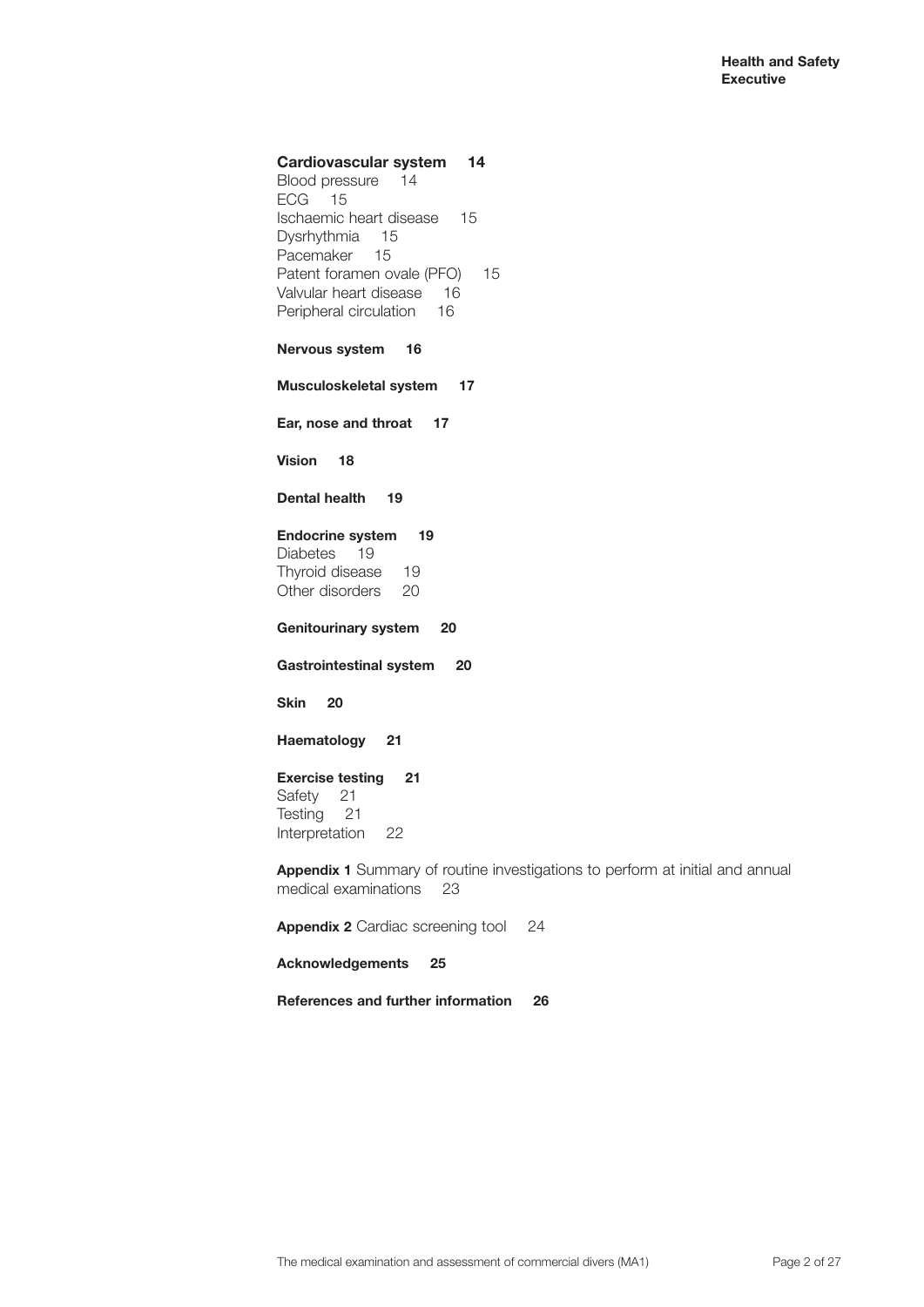**Cardiovascular system 14**
Blood pressure 14
ECG 15
Ischaemic heart disease 15
Dysrhythmia 15
Pacemaker 15
Patent foramen ovale (PFO) 15
Valvular heart disease 16
Peripheral circulation 16

**Nervous system 16**

**Musculoskeletal system 17**

**Ear, nose and throat 17**

**Vision 18**

**Dental health 19**

**Endocrine system 19**
Diabetes 19
Thyroid disease 19
Other disorders 20

**Genitourinary system 20**

**Gastrointestinal system 20**

**Skin 20**

**Haematology 21**

**Exercise testing 21**
Safety 21
Testing 21
Interpretation 22

**Appendix 1** Summary of routine investigations to perform at initial and annual medical examinations 23

**Appendix 2** Cardiac screening tool 24

**Acknowledgements 25**

**References and further information 26**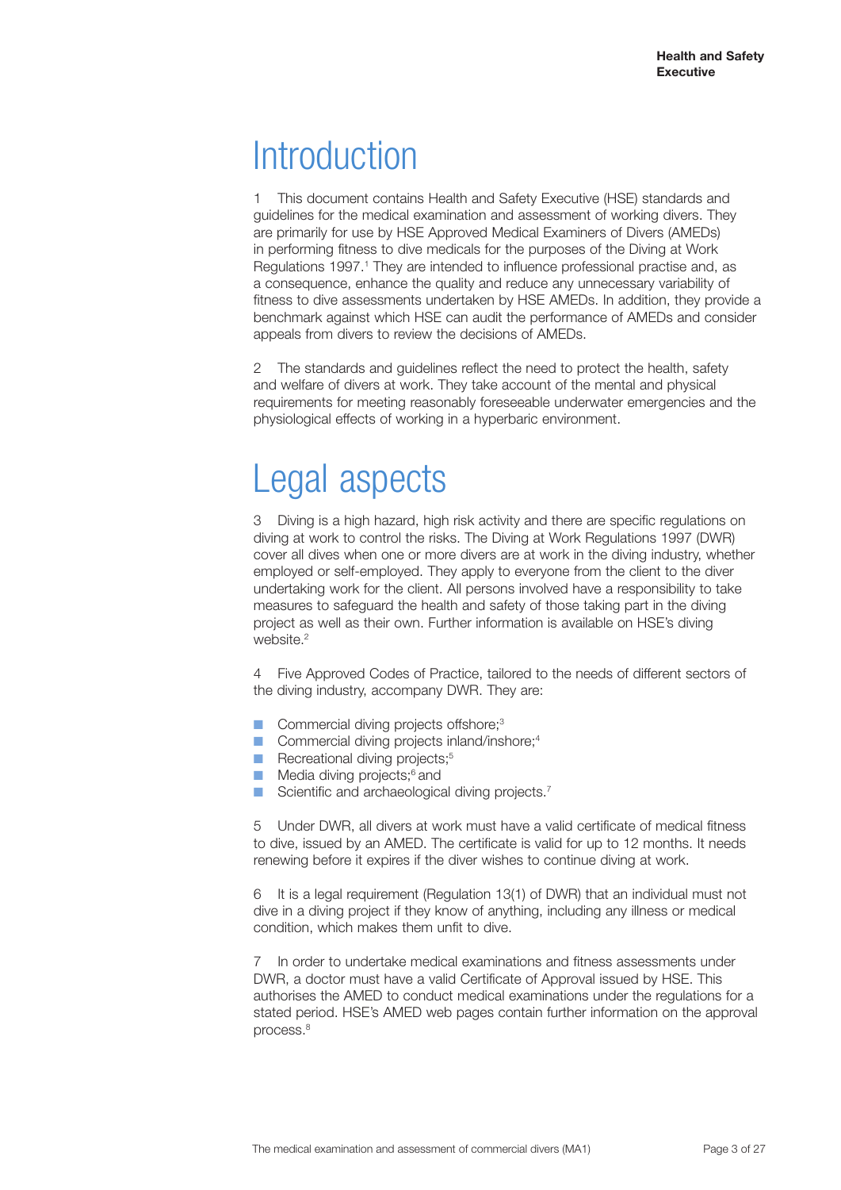# Introduction

1 This document contains Health and Safety Executive (HSE) standards and guidelines for the medical examination and assessment of working divers. They are primarily for use by HSE Approved Medical Examiners of Divers (AMEDs) in performing fitness to dive medicals for the purposes of the Diving at Work Regulations 1997.[1] They are intended to influence professional practise and, as a consequence, enhance the quality and reduce any unnecessary variability of fitness to dive assessments undertaken by HSE AMEDs. In addition, they provide a benchmark against which HSE can audit the performance of AMEDs and consider appeals from divers to review the decisions of AMEDs.

2 The standards and guidelines reflect the need to protect the health, safety and welfare of divers at work. They take account of the mental and physical requirements for meeting reasonably foreseeable underwater emergencies and the physiological effects of working in a hyperbaric environment.

# Legal aspects

3 Diving is a high hazard, high risk activity and there are specific regulations on diving at work to control the risks. The Diving at Work Regulations 1997 (DWR) cover all dives when one or more divers are at work in the diving industry, whether employed or self-employed. They apply to everyone from the client to the diver undertaking work for the client. All persons involved have a responsibility to take measures to safeguard the health and safety of those taking part in the diving project as well as their own. Further information is available on HSE's diving website.[2]

4 Five Approved Codes of Practice, tailored to the needs of different sectors of the diving industry, accompany DWR. They are:

- Commercial diving projects offshore;[3]
- Commercial diving projects inland/inshore;[4]
- Recreational diving projects;[5]
- Media diving projects;[6] and
- Scientific and archaeological diving projects.[7]

5 Under DWR, all divers at work must have a valid certificate of medical fitness to dive, issued by an AMED. The certificate is valid for up to 12 months. It needs renewing before it expires if the diver wishes to continue diving at work.

6 It is a legal requirement (Regulation 13(1) of DWR) that an individual must not dive in a diving project if they know of anything, including any illness or medical condition, which makes them unfit to dive.

7 In order to undertake medical examinations and fitness assessments under DWR, a doctor must have a valid Certificate of Approval issued by HSE. This authorises the AMED to conduct medical examinations under the regulations for a stated period. HSE's AMED web pages contain further information on the approval process.[8]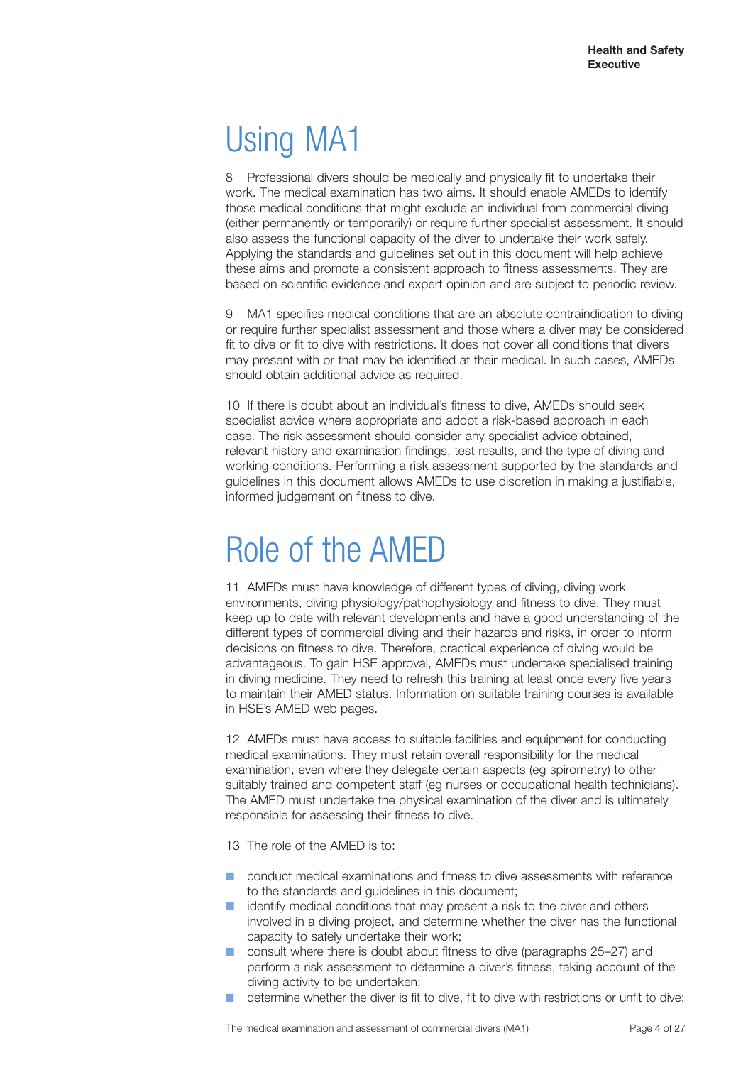# Using MA1

8 Professional divers should be medically and physically fit to undertake their work. The medical examination has two aims. It should enable AMEDs to identify those medical conditions that might exclude an individual from commercial diving (either permanently or temporarily) or require further specialist assessment. It should also assess the functional capacity of the diver to undertake their work safely. Applying the standards and guidelines set out in this document will help achieve these aims and promote a consistent approach to fitness assessments. They are based on scientific evidence and expert opinion and are subject to periodic review.

9 MA1 specifies medical conditions that are an absolute contraindication to diving or require further specialist assessment and those where a diver may be considered fit to dive or fit to dive with restrictions. It does not cover all conditions that divers may present with or that may be identified at their medical. In such cases, AMEDs should obtain additional advice as required.

10 If there is doubt about an individual's fitness to dive, AMEDs should seek specialist advice where appropriate and adopt a risk-based approach in each case. The risk assessment should consider any specialist advice obtained, relevant history and examination findings, test results, and the type of diving and working conditions. Performing a risk assessment supported by the standards and guidelines in this document allows AMEDs to use discretion in making a justifiable, informed judgement on fitness to dive.

# Role of the AMED

11 AMEDs must have knowledge of different types of diving, diving work environments, diving physiology/pathophysiology and fitness to dive. They must keep up to date with relevant developments and have a good understanding of the different types of commercial diving and their hazards and risks, in order to inform decisions on fitness to dive. Therefore, practical experience of diving would be advantageous. To gain HSE approval, AMEDs must undertake specialised training in diving medicine. They need to refresh this training at least once every five years to maintain their AMED status. Information on suitable training courses is available in HSE's AMED web pages.

12 AMEDs must have access to suitable facilities and equipment for conducting medical examinations. They must retain overall responsibility for the medical examination, even where they delegate certain aspects (eg spirometry) to other suitably trained and competent staff (eg nurses or occupational health technicians). The AMED must undertake the physical examination of the diver and is ultimately responsible for assessing their fitness to dive.

13 The role of the AMED is to:

- conduct medical examinations and fitness to dive assessments with reference to the standards and guidelines in this document;
- identify medical conditions that may present a risk to the diver and others involved in a diving project, and determine whether the diver has the functional capacity to safely undertake their work;
- consult where there is doubt about fitness to dive (paragraphs 25–27) and perform a risk assessment to determine a diver's fitness, taking account of the diving activity to be undertaken;
- determine whether the diver is fit to dive, fit to dive with restrictions or unfit to dive;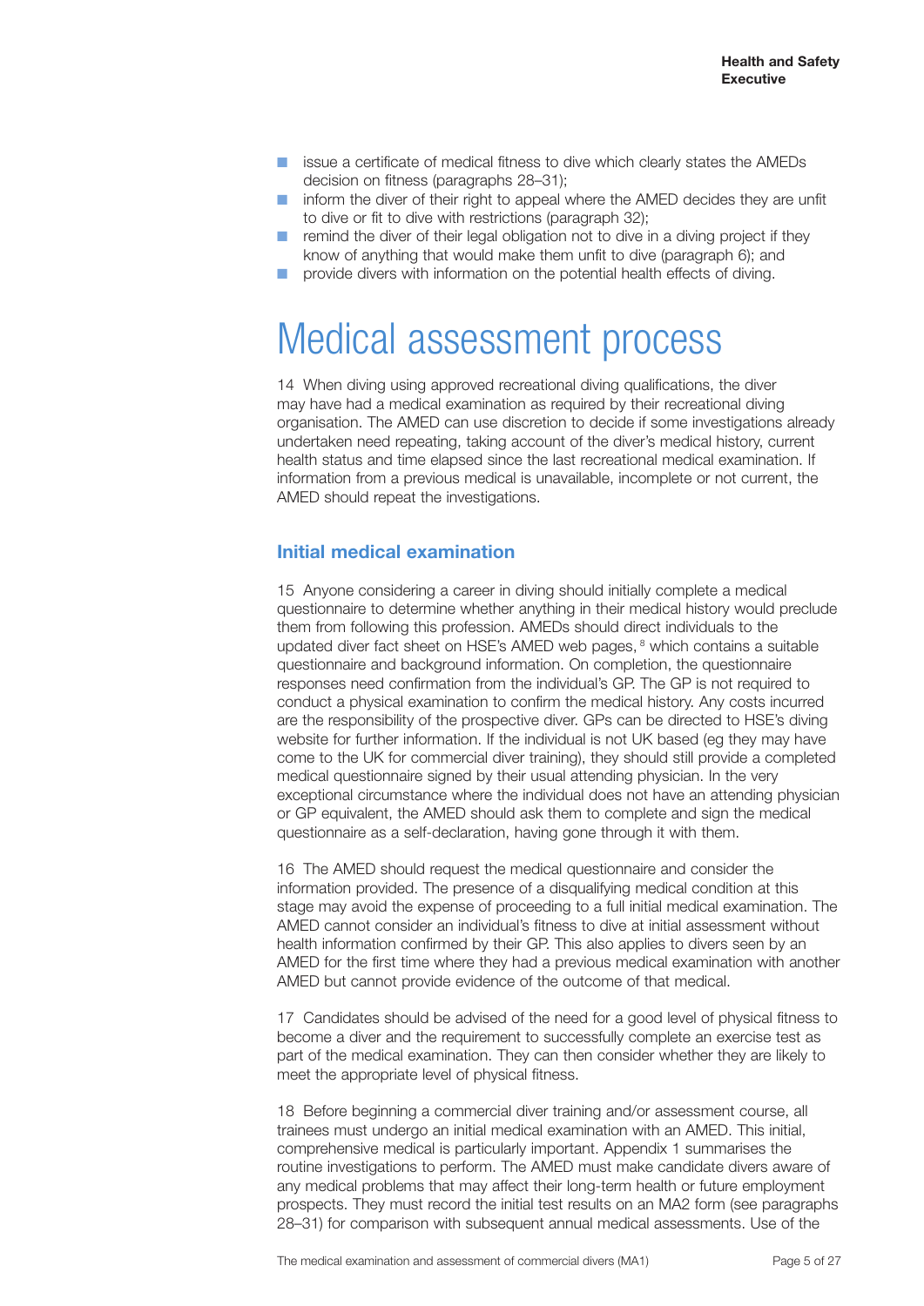- issue a certificate of medical fitness to dive which clearly states the AMEDs decision on fitness (paragraphs 28–31);
- inform the diver of their right to appeal where the AMED decides they are unfit to dive or fit to dive with restrictions (paragraph 32);
- remind the diver of their legal obligation not to dive in a diving project if they know of anything that would make them unfit to dive (paragraph 6); and
- provide divers with information on the potential health effects of diving.

# Medical assessment process

14 When diving using approved recreational diving qualifications, the diver may have had a medical examination as required by their recreational diving organisation. The AMED can use discretion to decide if some investigations already undertaken need repeating, taking account of the diver's medical history, current health status and time elapsed since the last recreational medical examination. If information from a previous medical is unavailable, incomplete or not current, the AMED should repeat the investigations.

## Initial medical examination

15 Anyone considering a career in diving should initially complete a medical questionnaire to determine whether anything in their medical history would preclude them from following this profession. AMEDs should direct individuals to the updated diver fact sheet on HSE's AMED web pages, [8] which contains a suitable questionnaire and background information. On completion, the questionnaire responses need confirmation from the individual's GP. The GP is not required to conduct a physical examination to confirm the medical history. Any costs incurred are the responsibility of the prospective diver. GPs can be directed to HSE's diving website for further information. If the individual is not UK based (eg they may have come to the UK for commercial diver training), they should still provide a completed medical questionnaire signed by their usual attending physician. In the very exceptional circumstance where the individual does not have an attending physician or GP equivalent, the AMED should ask them to complete and sign the medical questionnaire as a self-declaration, having gone through it with them.

16 The AMED should request the medical questionnaire and consider the information provided. The presence of a disqualifying medical condition at this stage may avoid the expense of proceeding to a full initial medical examination. The AMED cannot consider an individual's fitness to dive at initial assessment without health information confirmed by their GP. This also applies to divers seen by an AMED for the first time where they had a previous medical examination with another AMED but cannot provide evidence of the outcome of that medical.

17 Candidates should be advised of the need for a good level of physical fitness to become a diver and the requirement to successfully complete an exercise test as part of the medical examination. They can then consider whether they are likely to meet the appropriate level of physical fitness.

18 Before beginning a commercial diver training and/or assessment course, all trainees must undergo an initial medical examination with an AMED. This initial, comprehensive medical is particularly important. Appendix 1 summarises the routine investigations to perform. The AMED must make candidate divers aware of any medical problems that may affect their long-term health or future employment prospects. They must record the initial test results on an MA2 form (see paragraphs 28–31) for comparison with subsequent annual medical assessments. Use of the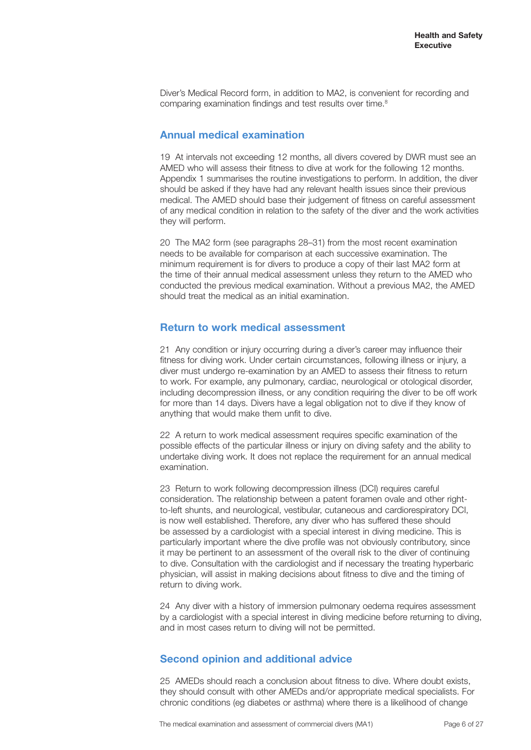Diver's Medical Record form, in addition to MA2, is convenient for recording and comparing examination findings and test results over time.[8]

## Annual medical examination

19 At intervals not exceeding 12 months, all divers covered by DWR must see an AMED who will assess their fitness to dive at work for the following 12 months. Appendix 1 summarises the routine investigations to perform. In addition, the diver should be asked if they have had any relevant health issues since their previous medical. The AMED should base their judgement of fitness on careful assessment of any medical condition in relation to the safety of the diver and the work activities they will perform.

20 The MA2 form (see paragraphs 28–31) from the most recent examination needs to be available for comparison at each successive examination. The minimum requirement is for divers to produce a copy of their last MA2 form at the time of their annual medical assessment unless they return to the AMED who conducted the previous medical examination. Without a previous MA2, the AMED should treat the medical as an initial examination.

## Return to work medical assessment

21 Any condition or injury occurring during a diver's career may influence their fitness for diving work. Under certain circumstances, following illness or injury, a diver must undergo re-examination by an AMED to assess their fitness to return to work. For example, any pulmonary, cardiac, neurological or otological disorder, including decompression illness, or any condition requiring the diver to be off work for more than 14 days. Divers have a legal obligation not to dive if they know of anything that would make them unfit to dive.

22 A return to work medical assessment requires specific examination of the possible effects of the particular illness or injury on diving safety and the ability to undertake diving work. It does not replace the requirement for an annual medical examination.

23 Return to work following decompression illness (DCI) requires careful consideration. The relationship between a patent foramen ovale and other right-to-left shunts, and neurological, vestibular, cutaneous and cardiorespiratory DCI, is now well established. Therefore, any diver who has suffered these should be assessed by a cardiologist with a special interest in diving medicine. This is particularly important where the dive profile was not obviously contributory, since it may be pertinent to an assessment of the overall risk to the diver of continuing to dive. Consultation with the cardiologist and if necessary the treating hyperbaric physician, will assist in making decisions about fitness to dive and the timing of return to diving work.

24 Any diver with a history of immersion pulmonary oedema requires assessment by a cardiologist with a special interest in diving medicine before returning to diving, and in most cases return to diving will not be permitted.

## Second opinion and additional advice

25 AMEDs should reach a conclusion about fitness to dive. Where doubt exists, they should consult with other AMEDs and/or appropriate medical specialists. For chronic conditions (eg diabetes or asthma) where there is a likelihood of change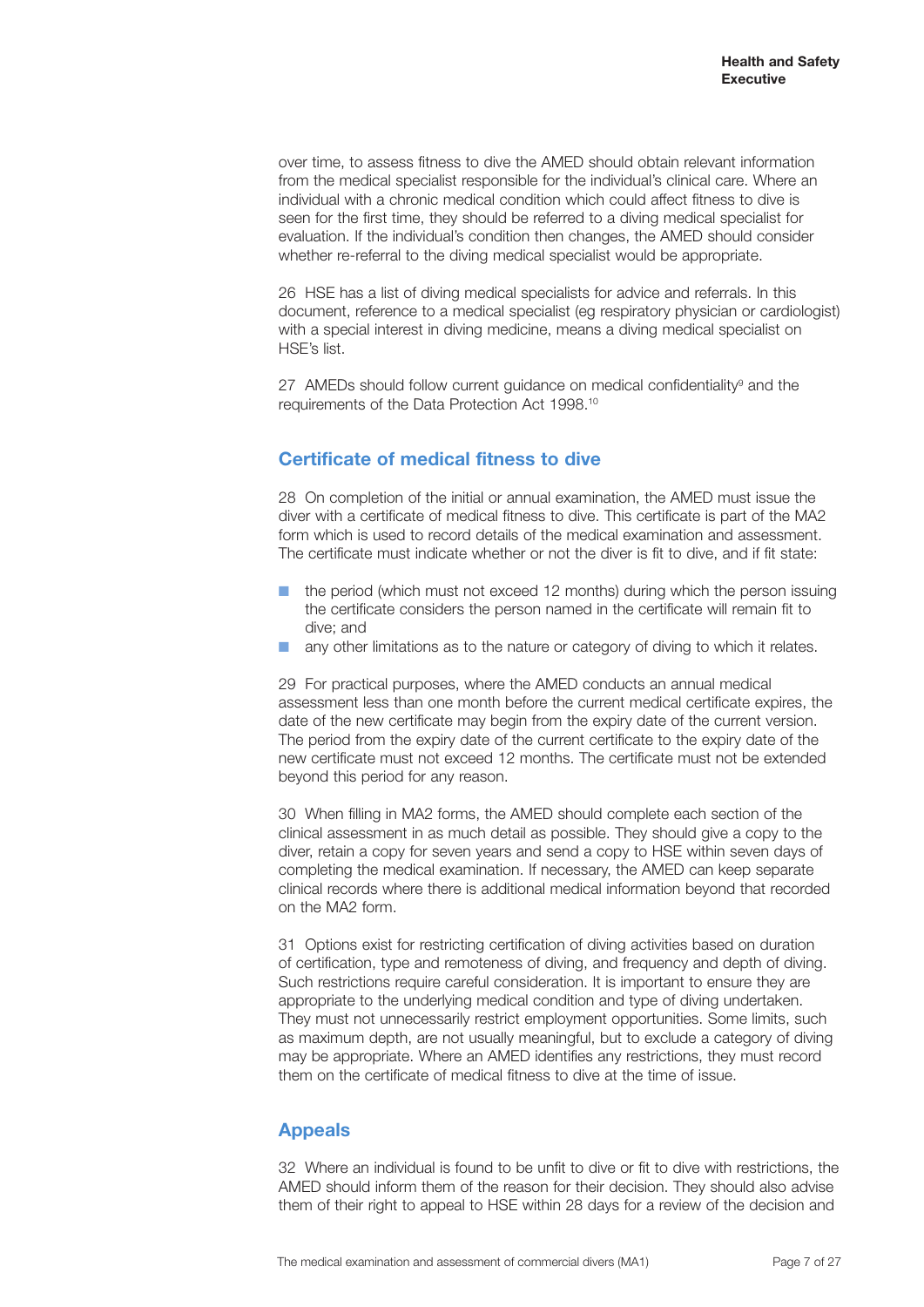over time, to assess fitness to dive the AMED should obtain relevant information from the medical specialist responsible for the individual's clinical care. Where an individual with a chronic medical condition which could affect fitness to dive is seen for the first time, they should be referred to a diving medical specialist for evaluation. If the individual's condition then changes, the AMED should consider whether re-referral to the diving medical specialist would be appropriate.

26 HSE has a list of diving medical specialists for advice and referrals. In this document, reference to a medical specialist (eg respiratory physician or cardiologist) with a special interest in diving medicine, means a diving medical specialist on HSE's list.

27 AMEDs should follow current guidance on medical confidentiality[9] and the requirements of the Data Protection Act 1998.[10]

## Certificate of medical fitness to dive

28 On completion of the initial or annual examination, the AMED must issue the diver with a certificate of medical fitness to dive. This certificate is part of the MA2 form which is used to record details of the medical examination and assessment. The certificate must indicate whether or not the diver is fit to dive, and if fit state:

- the period (which must not exceed 12 months) during which the person issuing the certificate considers the person named in the certificate will remain fit to dive; and
- any other limitations as to the nature or category of diving to which it relates.

29 For practical purposes, where the AMED conducts an annual medical assessment less than one month before the current medical certificate expires, the date of the new certificate may begin from the expiry date of the current version. The period from the expiry date of the current certificate to the expiry date of the new certificate must not exceed 12 months. The certificate must not be extended beyond this period for any reason.

30 When filling in MA2 forms, the AMED should complete each section of the clinical assessment in as much detail as possible. They should give a copy to the diver, retain a copy for seven years and send a copy to HSE within seven days of completing the medical examination. If necessary, the AMED can keep separate clinical records where there is additional medical information beyond that recorded on the MA2 form.

31 Options exist for restricting certification of diving activities based on duration of certification, type and remoteness of diving, and frequency and depth of diving. Such restrictions require careful consideration. It is important to ensure they are appropriate to the underlying medical condition and type of diving undertaken. They must not unnecessarily restrict employment opportunities. Some limits, such as maximum depth, are not usually meaningful, but to exclude a category of diving may be appropriate. Where an AMED identifies any restrictions, they must record them on the certificate of medical fitness to dive at the time of issue.

## Appeals

32 Where an individual is found to be unfit to dive or fit to dive with restrictions, the AMED should inform them of the reason for their decision. They should also advise them of their right to appeal to HSE within 28 days for a review of the decision and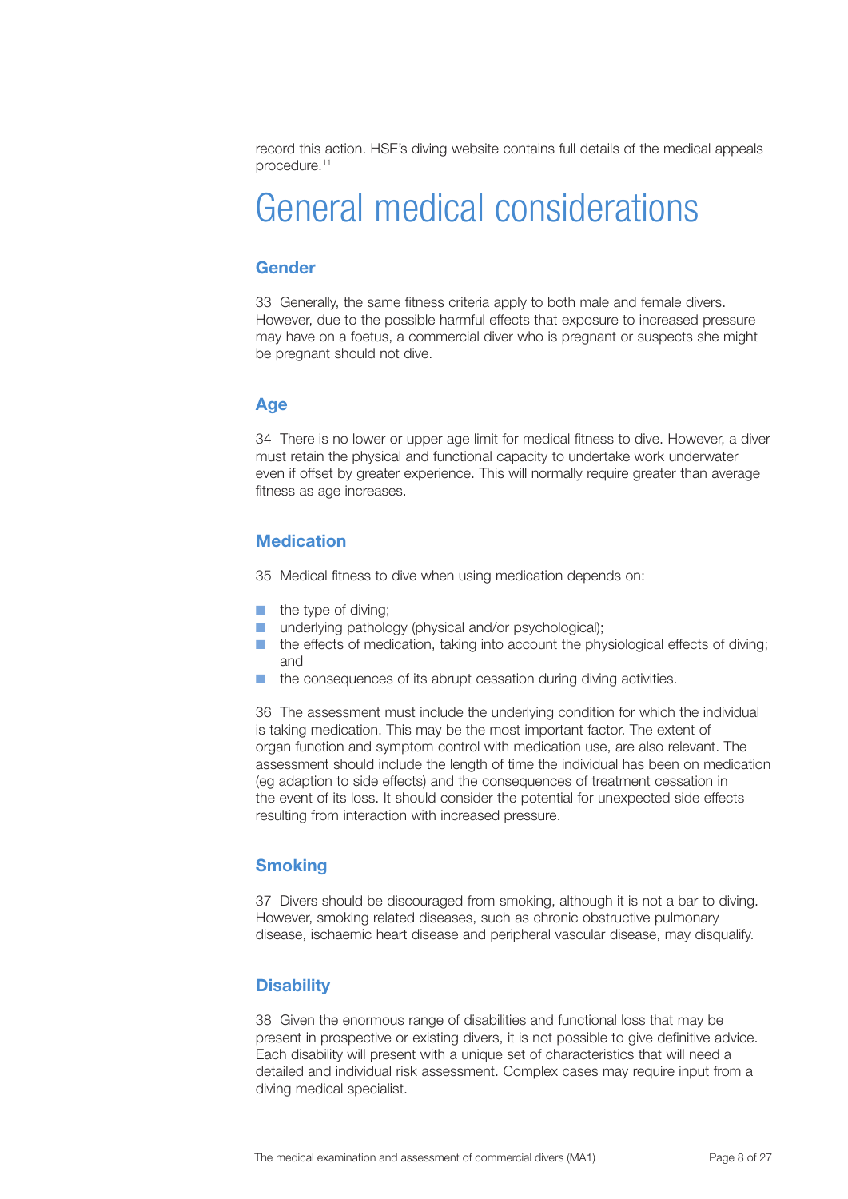record this action. HSE's diving website contains full details of the medical appeals procedure.[11]

# General medical considerations

## Gender

33 Generally, the same fitness criteria apply to both male and female divers. However, due to the possible harmful effects that exposure to increased pressure may have on a foetus, a commercial diver who is pregnant or suspects she might be pregnant should not dive.

## Age

34 There is no lower or upper age limit for medical fitness to dive. However, a diver must retain the physical and functional capacity to undertake work underwater even if offset by greater experience. This will normally require greater than average fitness as age increases.

## Medication

35 Medical fitness to dive when using medication depends on:

- the type of diving;
- underlying pathology (physical and/or psychological);
- the effects of medication, taking into account the physiological effects of diving; and
- the consequences of its abrupt cessation during diving activities.

36 The assessment must include the underlying condition for which the individual is taking medication. This may be the most important factor. The extent of organ function and symptom control with medication use, are also relevant. The assessment should include the length of time the individual has been on medication (eg adaption to side effects) and the consequences of treatment cessation in the event of its loss. It should consider the potential for unexpected side effects resulting from interaction with increased pressure.

## Smoking

37 Divers should be discouraged from smoking, although it is not a bar to diving. However, smoking related diseases, such as chronic obstructive pulmonary disease, ischaemic heart disease and peripheral vascular disease, may disqualify.

## Disability

38 Given the enormous range of disabilities and functional loss that may be present in prospective or existing divers, it is not possible to give definitive advice. Each disability will present with a unique set of characteristics that will need a detailed and individual risk assessment. Complex cases may require input from a diving medical specialist.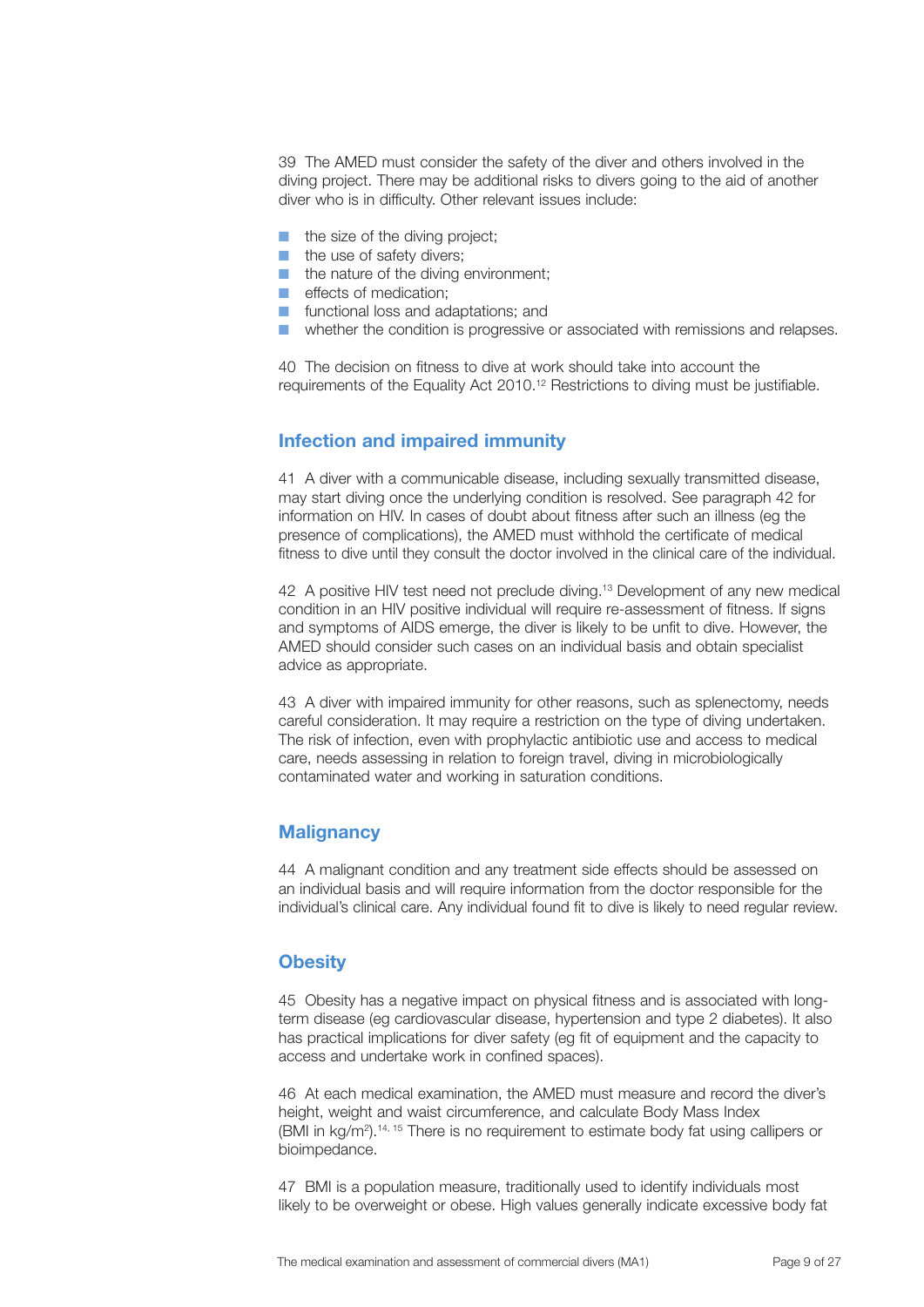39 The AMED must consider the safety of the diver and others involved in the diving project. There may be additional risks to divers going to the aid of another diver who is in difficulty. Other relevant issues include:

- the size of the diving project;
- the use of safety divers;
- the nature of the diving environment;
- effects of medication;
- functional loss and adaptations; and
- whether the condition is progressive or associated with remissions and relapses.

40 The decision on fitness to dive at work should take into account the requirements of the Equality Act 2010.[12] Restrictions to diving must be justifiable.

## Infection and impaired immunity

41 A diver with a communicable disease, including sexually transmitted disease, may start diving once the underlying condition is resolved. See paragraph 42 for information on HIV. In cases of doubt about fitness after such an illness (eg the presence of complications), the AMED must withhold the certificate of medical fitness to dive until they consult the doctor involved in the clinical care of the individual.

42 A positive HIV test need not preclude diving.[13] Development of any new medical condition in an HIV positive individual will require re-assessment of fitness. If signs and symptoms of AIDS emerge, the diver is likely to be unfit to dive. However, the AMED should consider such cases on an individual basis and obtain specialist advice as appropriate.

43 A diver with impaired immunity for other reasons, such as splenectomy, needs careful consideration. It may require a restriction on the type of diving undertaken. The risk of infection, even with prophylactic antibiotic use and access to medical care, needs assessing in relation to foreign travel, diving in microbiologically contaminated water and working in saturation conditions.

## Malignancy

44 A malignant condition and any treatment side effects should be assessed on an individual basis and will require information from the doctor responsible for the individual's clinical care. Any individual found fit to dive is likely to need regular review.

## Obesity

45 Obesity has a negative impact on physical fitness and is associated with long-term disease (eg cardiovascular disease, hypertension and type 2 diabetes). It also has practical implications for diver safety (eg fit of equipment and the capacity to access and undertake work in confined spaces).

46 At each medical examination, the AMED must measure and record the diver's height, weight and waist circumference, and calculate Body Mass Index (BMI in kg/m$^2$).[14, 15] There is no requirement to estimate body fat using callipers or bioimpedance.

47 BMI is a population measure, traditionally used to identify individuals most likely to be overweight or obese. High values generally indicate excessive body fat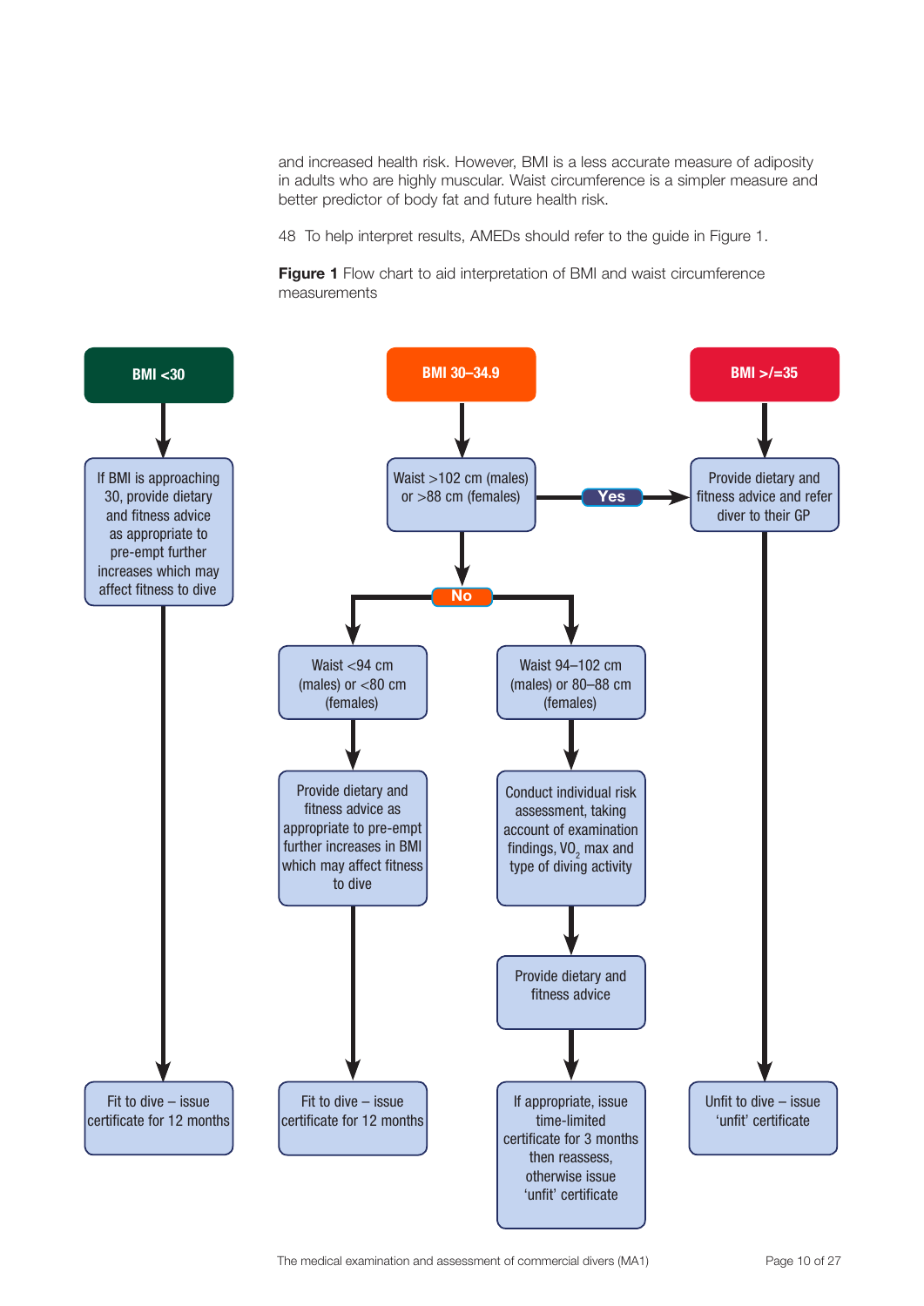and increased health risk. However, BMI is a less accurate measure of adiposity in adults who are highly muscular. Waist circumference is a simpler measure and better predictor of body fat and future health risk.

48 To help interpret results, AMEDs should refer to the guide in Figure 1.

**Figure 1** Flow chart to aid interpretation of BMI and waist circumference measurements

**BMI <30**

- If BMI is approaching 30, provide dietary and fitness advice as appropriate to pre-empt further increases which may affect fitness to dive
- → Fit to dive – issue certificate for 12 months

**BMI 30–34.9**

- Waist >102 cm (males) or >88 cm (females)
  - **Yes** → Provide dietary and fitness advice and refer diver to their GP → Unfit to dive – issue 'unfit' certificate
  - **No**:
    - Waist <94 cm (males) or <80 cm (females) → Provide dietary and fitness advice as appropriate to pre-empt further increases in BMI which may affect fitness to dive → Fit to dive – issue certificate for 12 months
    - Waist 94–102 cm (males) or 80–88 cm (females) → Conduct individual risk assessment, taking account of examination findings, $VO_2$ max and type of diving activity → Provide dietary and fitness advice → If appropriate, issue time-limited certificate for 3 months then reassess, otherwise issue 'unfit' certificate

**BMI >/=35**

- Provide dietary and fitness advice and refer diver to their GP
- → Unfit to dive – issue 'unfit' certificate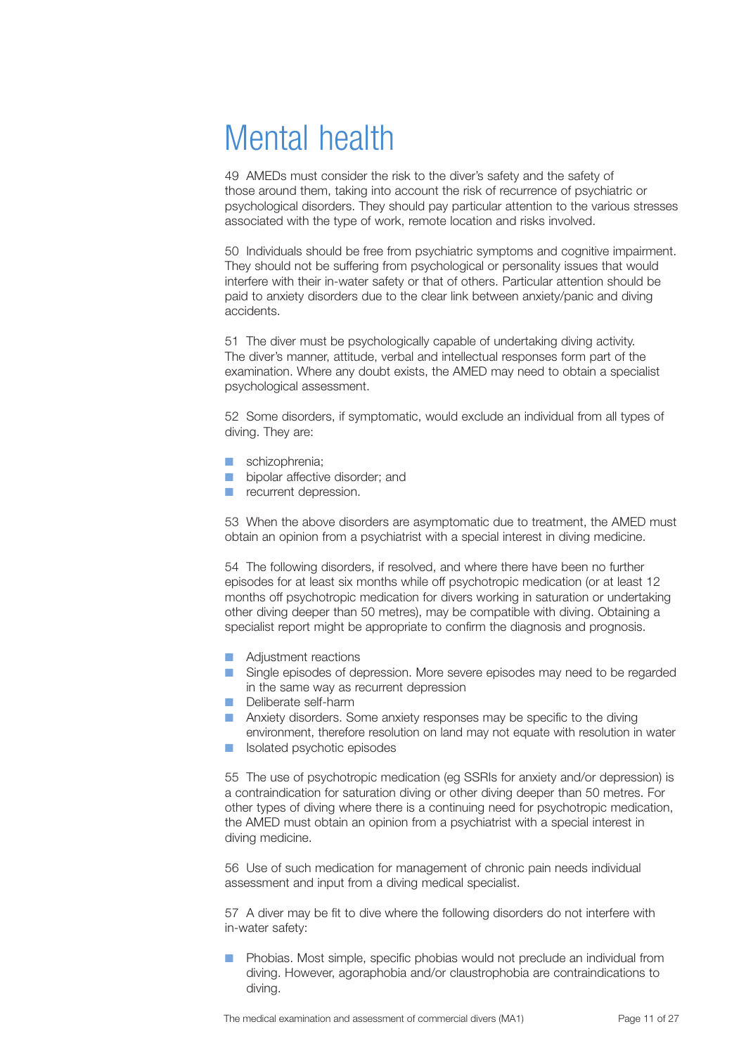# Mental health

49 AMEDs must consider the risk to the diver's safety and the safety of those around them, taking into account the risk of recurrence of psychiatric or psychological disorders. They should pay particular attention to the various stresses associated with the type of work, remote location and risks involved.

50 Individuals should be free from psychiatric symptoms and cognitive impairment. They should not be suffering from psychological or personality issues that would interfere with their in-water safety or that of others. Particular attention should be paid to anxiety disorders due to the clear link between anxiety/panic and diving accidents.

51 The diver must be psychologically capable of undertaking diving activity. The diver's manner, attitude, verbal and intellectual responses form part of the examination. Where any doubt exists, the AMED may need to obtain a specialist psychological assessment.

52 Some disorders, if symptomatic, would exclude an individual from all types of diving. They are:

- schizophrenia;
- bipolar affective disorder; and
- recurrent depression.

53 When the above disorders are asymptomatic due to treatment, the AMED must obtain an opinion from a psychiatrist with a special interest in diving medicine.

54 The following disorders, if resolved, and where there have been no further episodes for at least six months while off psychotropic medication (or at least 12 months off psychotropic medication for divers working in saturation or undertaking other diving deeper than 50 metres), may be compatible with diving. Obtaining a specialist report might be appropriate to confirm the diagnosis and prognosis.

- Adjustment reactions
- Single episodes of depression. More severe episodes may need to be regarded in the same way as recurrent depression
- Deliberate self-harm
- Anxiety disorders. Some anxiety responses may be specific to the diving environment, therefore resolution on land may not equate with resolution in water
- Isolated psychotic episodes

55 The use of psychotropic medication (eg SSRIs for anxiety and/or depression) is a contraindication for saturation diving or other diving deeper than 50 metres. For other types of diving where there is a continuing need for psychotropic medication, the AMED must obtain an opinion from a psychiatrist with a special interest in diving medicine.

56 Use of such medication for management of chronic pain needs individual assessment and input from a diving medical specialist.

57 A diver may be fit to dive where the following disorders do not interfere with in-water safety:

- Phobias. Most simple, specific phobias would not preclude an individual from diving. However, agoraphobia and/or claustrophobia are contraindications to diving.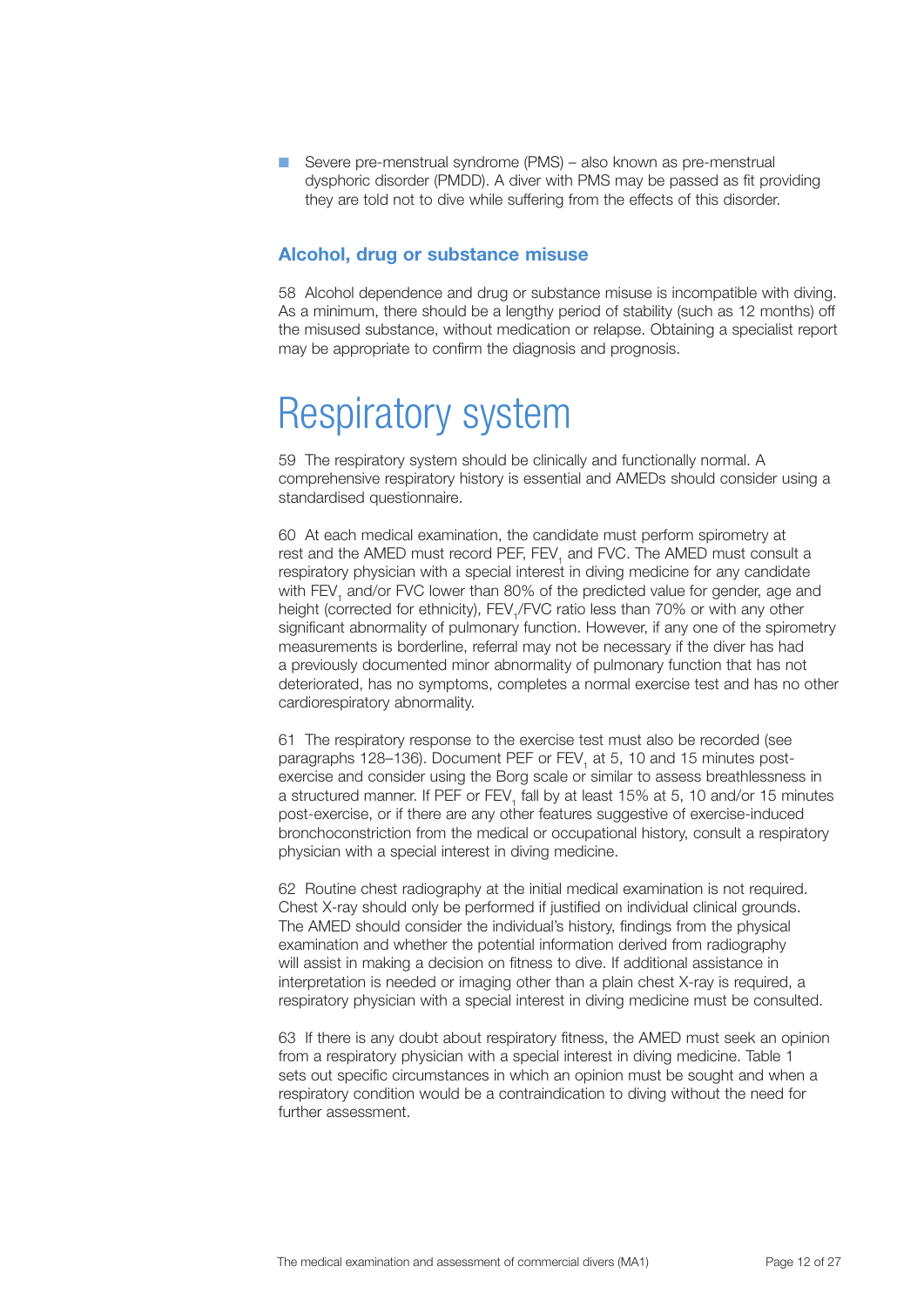- Severe pre-menstrual syndrome (PMS) – also known as pre-menstrual dysphoric disorder (PMDD). A diver with PMS may be passed as fit providing they are told not to dive while suffering from the effects of this disorder.

### Alcohol, drug or substance misuse

58 Alcohol dependence and drug or substance misuse is incompatible with diving. As a minimum, there should be a lengthy period of stability (such as 12 months) off the misused substance, without medication or relapse. Obtaining a specialist report may be appropriate to confirm the diagnosis and prognosis.

# Respiratory system

59 The respiratory system should be clinically and functionally normal. A comprehensive respiratory history is essential and AMEDs should consider using a standardised questionnaire.

60 At each medical examination, the candidate must perform spirometry at rest and the AMED must record PEF, $FEV_1$ and FVC. The AMED must consult a respiratory physician with a special interest in diving medicine for any candidate with $FEV_1$ and/or FVC lower than 80% of the predicted value for gender, age and height (corrected for ethnicity), $FEV_1$/FVC ratio less than 70% or with any other significant abnormality of pulmonary function. However, if any one of the spirometry measurements is borderline, referral may not be necessary if the diver has had a previously documented minor abnormality of pulmonary function that has not deteriorated, has no symptoms, completes a normal exercise test and has no other cardiorespiratory abnormality.

61 The respiratory response to the exercise test must also be recorded (see paragraphs 128–136). Document PEF or $FEV_1$ at 5, 10 and 15 minutes post-exercise and consider using the Borg scale or similar to assess breathlessness in a structured manner. If PEF or $FEV_1$ fall by at least 15% at 5, 10 and/or 15 minutes post-exercise, or if there are any other features suggestive of exercise-induced bronchoconstriction from the medical or occupational history, consult a respiratory physician with a special interest in diving medicine.

62 Routine chest radiography at the initial medical examination is not required. Chest X-ray should only be performed if justified on individual clinical grounds. The AMED should consider the individual's history, findings from the physical examination and whether the potential information derived from radiography will assist in making a decision on fitness to dive. If additional assistance in interpretation is needed or imaging other than a plain chest X-ray is required, a respiratory physician with a special interest in diving medicine must be consulted.

63 If there is any doubt about respiratory fitness, the AMED must seek an opinion from a respiratory physician with a special interest in diving medicine. Table 1 sets out specific circumstances in which an opinion must be sought and when a respiratory condition would be a contraindication to diving without the need for further assessment.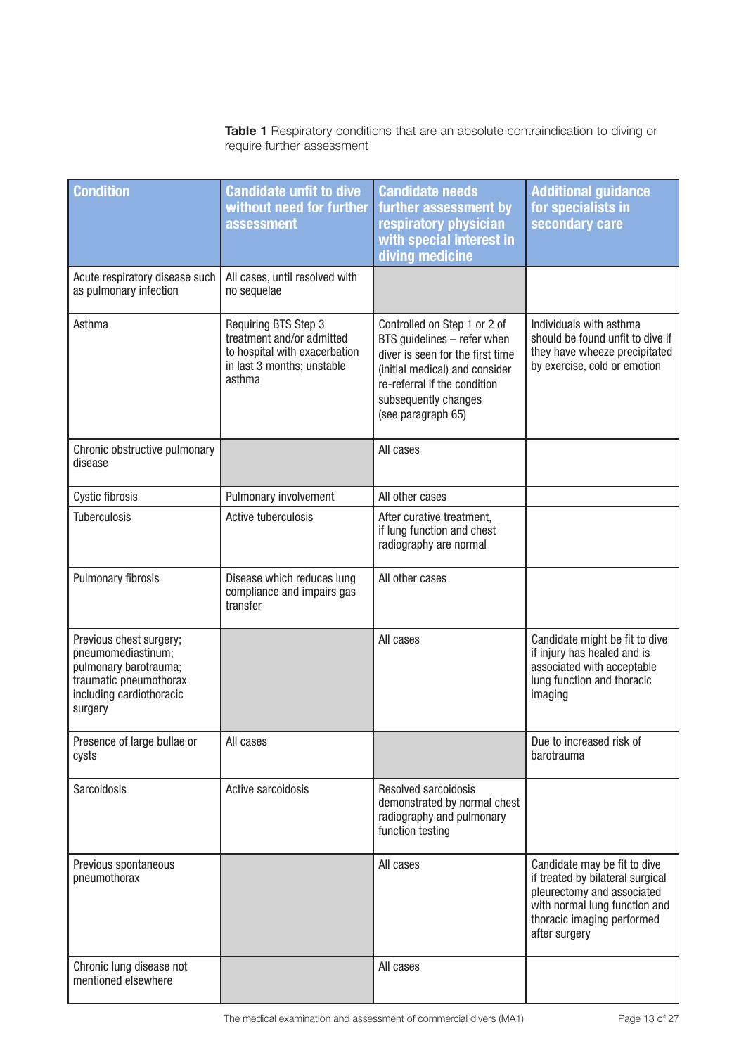**Table 1** Respiratory conditions that are an absolute contraindication to diving or require further assessment

| Condition | Candidate unfit to dive without need for further assessment | Candidate needs further assessment by respiratory physician with special interest in diving medicine | Additional guidance for specialists in secondary care |
|---|---|---|---|
| Acute respiratory disease such as pulmonary infection | All cases, until resolved with no sequelae | | |
| Asthma | Requiring BTS Step 3 treatment and/or admitted to hospital with exacerbation in last 3 months; unstable asthma | Controlled on Step 1 or 2 of BTS guidelines – refer when diver is seen for the first time (initial medical) and consider re-referral if the condition subsequently changes (see paragraph 65) | Individuals with asthma should be found unfit to dive if they have wheeze precipitated by exercise, cold or emotion |
| Chronic obstructive pulmonary disease | | All cases | |
| Cystic fibrosis | Pulmonary involvement | All other cases | |
| Tuberculosis | Active tuberculosis | After curative treatment, if lung function and chest radiography are normal | |
| Pulmonary fibrosis | Disease which reduces lung compliance and impairs gas transfer | All other cases | |
| Previous chest surgery; pneumomediastinum; pulmonary barotrauma; traumatic pneumothorax including cardiothoracic surgery | | All cases | Candidate might be fit to dive if injury has healed and is associated with acceptable lung function and thoracic imaging |
| Presence of large bullae or cysts | All cases | | Due to increased risk of barotrauma |
| Sarcoidosis | Active sarcoidosis | Resolved sarcoidosis demonstrated by normal chest radiography and pulmonary function testing | |
| Previous spontaneous pneumothorax | | All cases | Candidate may be fit to dive if treated by bilateral surgical pleurectomy and associated with normal lung function and thoracic imaging performed after surgery |
| Chronic lung disease not mentioned elsewhere | | All cases | |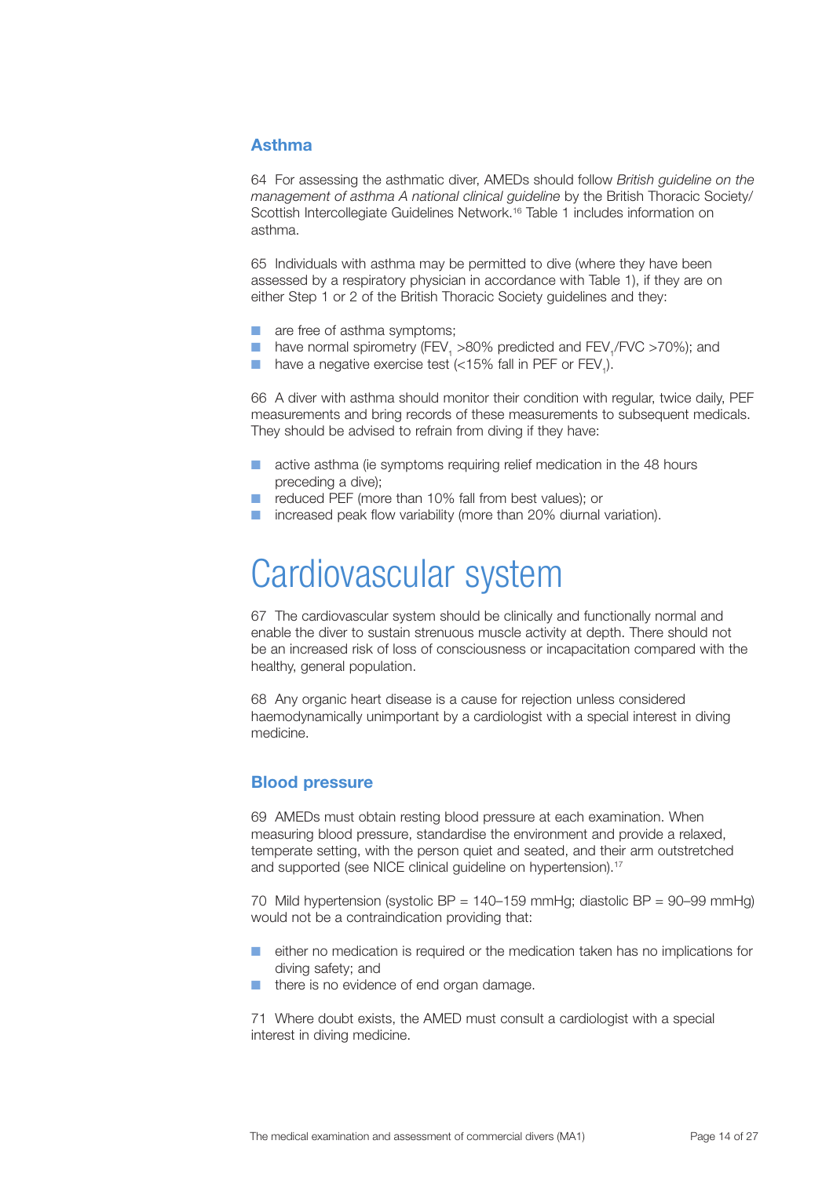### Asthma

64 For assessing the asthmatic diver, AMEDs should follow *British guideline on the management of asthma A national clinical guideline* by the British Thoracic Society/ Scottish Intercollegiate Guidelines Network.[16] Table 1 includes information on asthma.

65 Individuals with asthma may be permitted to dive (where they have been assessed by a respiratory physician in accordance with Table 1), if they are on either Step 1 or 2 of the British Thoracic Society guidelines and they:

- are free of asthma symptoms;
- have normal spirometry ($FEV_1$ >80% predicted and $FEV_1$/FVC >70%); and
- have a negative exercise test (<15% fall in PEF or $FEV_1$).

66 A diver with asthma should monitor their condition with regular, twice daily, PEF measurements and bring records of these measurements to subsequent medicals. They should be advised to refrain from diving if they have:

- active asthma (ie symptoms requiring relief medication in the 48 hours preceding a dive);
- reduced PEF (more than 10% fall from best values); or
- increased peak flow variability (more than 20% diurnal variation).

# Cardiovascular system

67 The cardiovascular system should be clinically and functionally normal and enable the diver to sustain strenuous muscle activity at depth. There should not be an increased risk of loss of consciousness or incapacitation compared with the healthy, general population.

68 Any organic heart disease is a cause for rejection unless considered haemodynamically unimportant by a cardiologist with a special interest in diving medicine.

### Blood pressure

69 AMEDs must obtain resting blood pressure at each examination. When measuring blood pressure, standardise the environment and provide a relaxed, temperate setting, with the person quiet and seated, and their arm outstretched and supported (see NICE clinical guideline on hypertension).[17]

70 Mild hypertension (systolic BP = 140–159 mmHg; diastolic BP = 90–99 mmHg) would not be a contraindication providing that:

- either no medication is required or the medication taken has no implications for diving safety; and
- there is no evidence of end organ damage.

71 Where doubt exists, the AMED must consult a cardiologist with a special interest in diving medicine.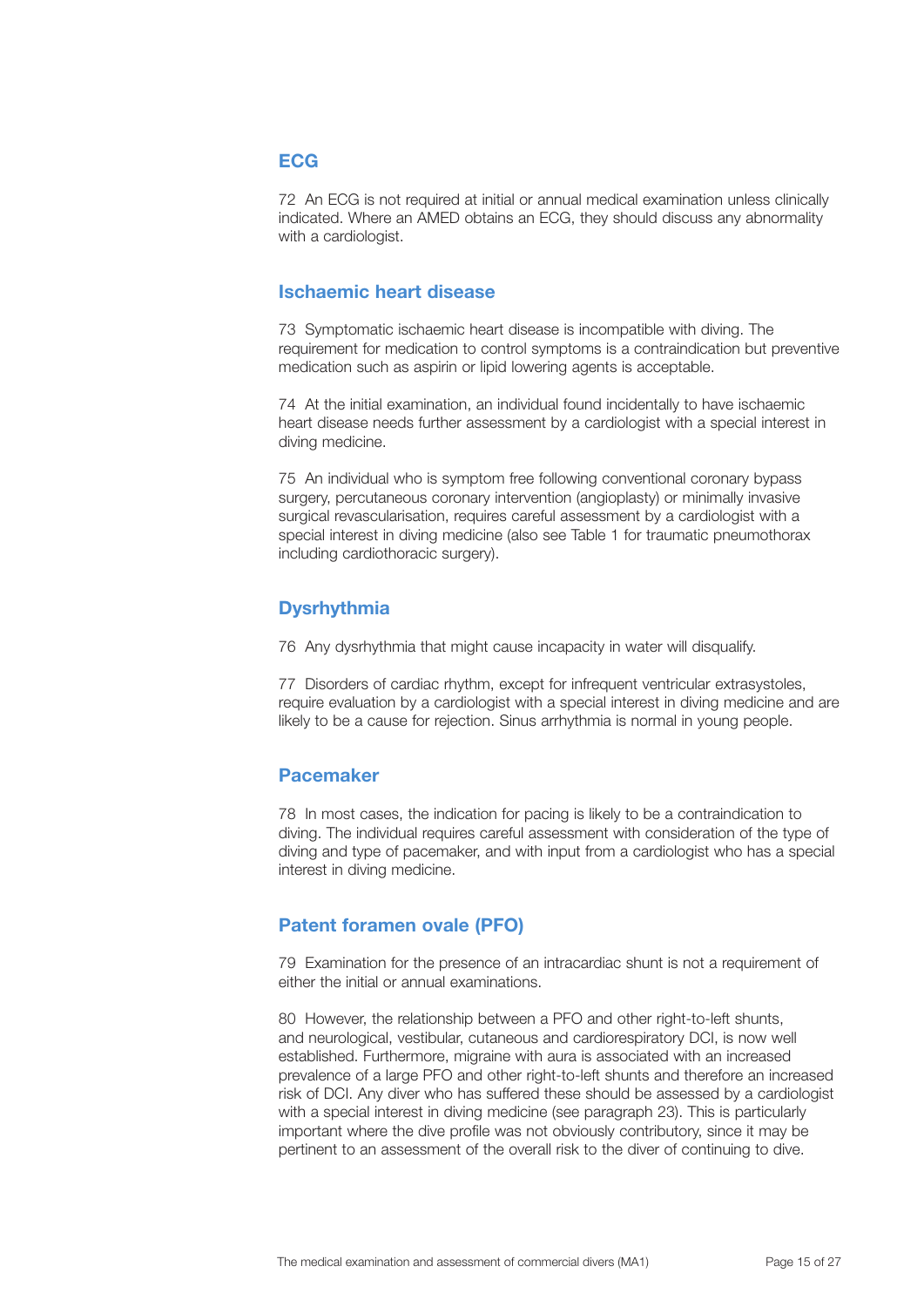## ECG

72 An ECG is not required at initial or annual medical examination unless clinically indicated. Where an AMED obtains an ECG, they should discuss any abnormality with a cardiologist.

## Ischaemic heart disease

73 Symptomatic ischaemic heart disease is incompatible with diving. The requirement for medication to control symptoms is a contraindication but preventive medication such as aspirin or lipid lowering agents is acceptable.

74 At the initial examination, an individual found incidentally to have ischaemic heart disease needs further assessment by a cardiologist with a special interest in diving medicine.

75 An individual who is symptom free following conventional coronary bypass surgery, percutaneous coronary intervention (angioplasty) or minimally invasive surgical revascularisation, requires careful assessment by a cardiologist with a special interest in diving medicine (also see Table 1 for traumatic pneumothorax including cardiothoracic surgery).

## Dysrhythmia

76 Any dysrhythmia that might cause incapacity in water will disqualify.

77 Disorders of cardiac rhythm, except for infrequent ventricular extrasystoles, require evaluation by a cardiologist with a special interest in diving medicine and are likely to be a cause for rejection. Sinus arrhythmia is normal in young people.

## Pacemaker

78 In most cases, the indication for pacing is likely to be a contraindication to diving. The individual requires careful assessment with consideration of the type of diving and type of pacemaker, and with input from a cardiologist who has a special interest in diving medicine.

## Patent foramen ovale (PFO)

79 Examination for the presence of an intracardiac shunt is not a requirement of either the initial or annual examinations.

80 However, the relationship between a PFO and other right-to-left shunts, and neurological, vestibular, cutaneous and cardiorespiratory DCI, is now well established. Furthermore, migraine with aura is associated with an increased prevalence of a large PFO and other right-to-left shunts and therefore an increased risk of DCI. Any diver who has suffered these should be assessed by a cardiologist with a special interest in diving medicine (see paragraph 23). This is particularly important where the dive profile was not obviously contributory, since it may be pertinent to an assessment of the overall risk to the diver of continuing to dive.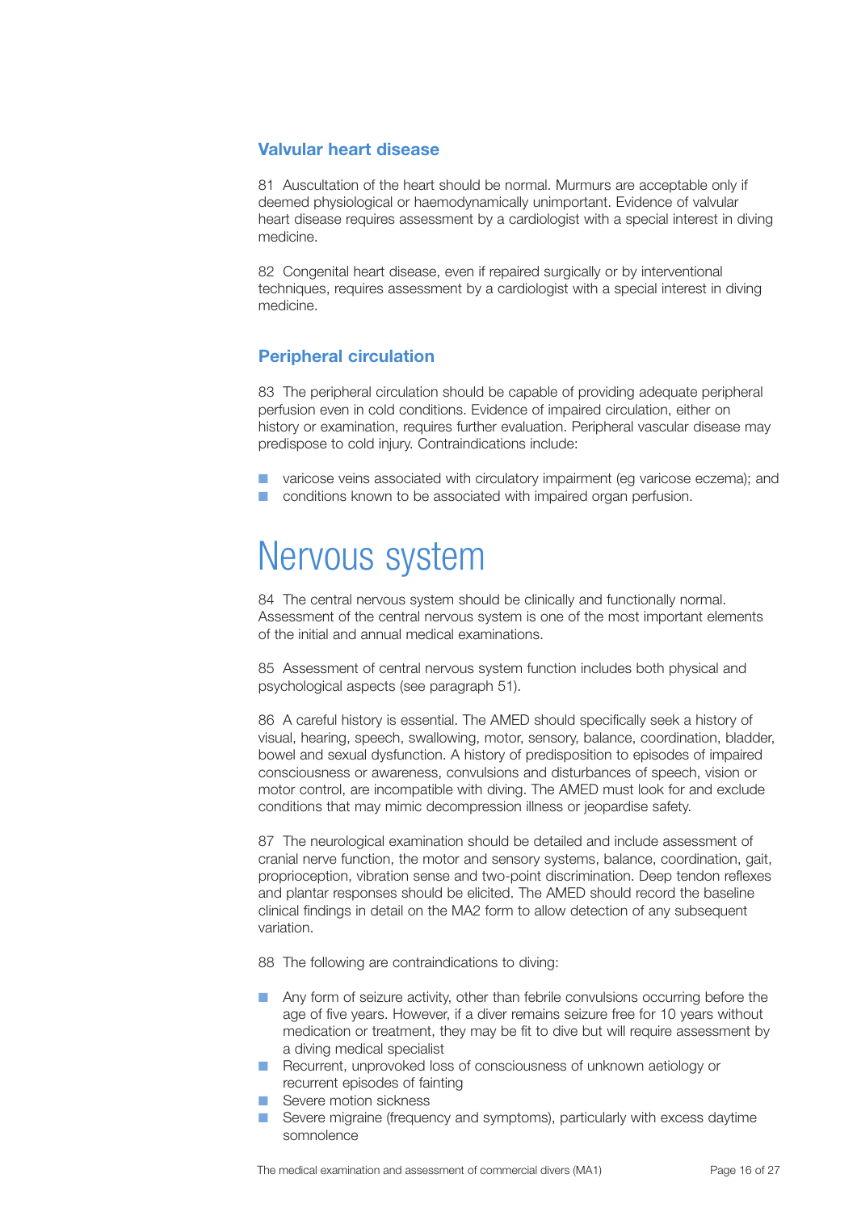### Valvular heart disease

81 Auscultation of the heart should be normal. Murmurs are acceptable only if deemed physiological or haemodynamically unimportant. Evidence of valvular heart disease requires assessment by a cardiologist with a special interest in diving medicine.

82 Congenital heart disease, even if repaired surgically or by interventional techniques, requires assessment by a cardiologist with a special interest in diving medicine.

### Peripheral circulation

83 The peripheral circulation should be capable of providing adequate peripheral perfusion even in cold conditions. Evidence of impaired circulation, either on history or examination, requires further evaluation. Peripheral vascular disease may predispose to cold injury. Contraindications include:

- varicose veins associated with circulatory impairment (eg varicose eczema); and
- conditions known to be associated with impaired organ perfusion.

## Nervous system

84 The central nervous system should be clinically and functionally normal. Assessment of the central nervous system is one of the most important elements of the initial and annual medical examinations.

85 Assessment of central nervous system function includes both physical and psychological aspects (see paragraph 51).

86 A careful history is essential. The AMED should specifically seek a history of visual, hearing, speech, swallowing, motor, sensory, balance, coordination, bladder, bowel and sexual dysfunction. A history of predisposition to episodes of impaired consciousness or awareness, convulsions and disturbances of speech, vision or motor control, are incompatible with diving. The AMED must look for and exclude conditions that may mimic decompression illness or jeopardise safety.

87 The neurological examination should be detailed and include assessment of cranial nerve function, the motor and sensory systems, balance, coordination, gait, proprioception, vibration sense and two-point discrimination. Deep tendon reflexes and plantar responses should be elicited. The AMED should record the baseline clinical findings in detail on the MA2 form to allow detection of any subsequent variation.

88 The following are contraindications to diving:

- Any form of seizure activity, other than febrile convulsions occurring before the age of five years. However, if a diver remains seizure free for 10 years without medication or treatment, they may be fit to dive but will require assessment by a diving medical specialist
- Recurrent, unprovoked loss of consciousness of unknown aetiology or recurrent episodes of fainting
- Severe motion sickness
- Severe migraine (frequency and symptoms), particularly with excess daytime somnolence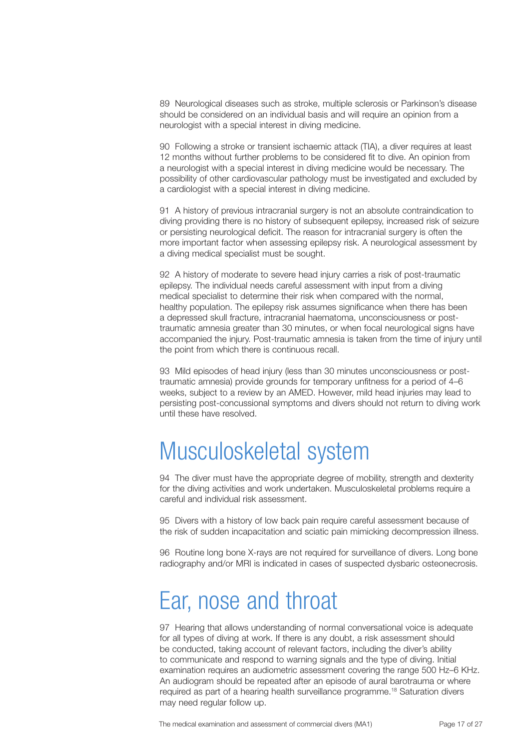89 Neurological diseases such as stroke, multiple sclerosis or Parkinson's disease should be considered on an individual basis and will require an opinion from a neurologist with a special interest in diving medicine.

90 Following a stroke or transient ischaemic attack (TIA), a diver requires at least 12 months without further problems to be considered fit to dive. An opinion from a neurologist with a special interest in diving medicine would be necessary. The possibility of other cardiovascular pathology must be investigated and excluded by a cardiologist with a special interest in diving medicine.

91 A history of previous intracranial surgery is not an absolute contraindication to diving providing there is no history of subsequent epilepsy, increased risk of seizure or persisting neurological deficit. The reason for intracranial surgery is often the more important factor when assessing epilepsy risk. A neurological assessment by a diving medical specialist must be sought.

92 A history of moderate to severe head injury carries a risk of post-traumatic epilepsy. The individual needs careful assessment with input from a diving medical specialist to determine their risk when compared with the normal, healthy population. The epilepsy risk assumes significance when there has been a depressed skull fracture, intracranial haematoma, unconsciousness or post-traumatic amnesia greater than 30 minutes, or when focal neurological signs have accompanied the injury. Post-traumatic amnesia is taken from the time of injury until the point from which there is continuous recall.

93 Mild episodes of head injury (less than 30 minutes unconsciousness or post-traumatic amnesia) provide grounds for temporary unfitness for a period of 4–6 weeks, subject to a review by an AMED. However, mild head injuries may lead to persisting post-concussional symptoms and divers should not return to diving work until these have resolved.

# Musculoskeletal system

94 The diver must have the appropriate degree of mobility, strength and dexterity for the diving activities and work undertaken. Musculoskeletal problems require a careful and individual risk assessment.

95 Divers with a history of low back pain require careful assessment because of the risk of sudden incapacitation and sciatic pain mimicking decompression illness.

96 Routine long bone X-rays are not required for surveillance of divers. Long bone radiography and/or MRI is indicated in cases of suspected dysbaric osteonecrosis.

# Ear, nose and throat

97 Hearing that allows understanding of normal conversational voice is adequate for all types of diving at work. If there is any doubt, a risk assessment should be conducted, taking account of relevant factors, including the diver's ability to communicate and respond to warning signals and the type of diving. Initial examination requires an audiometric assessment covering the range 500 Hz–6 KHz. An audiogram should be repeated after an episode of aural barotrauma or where required as part of a hearing health surveillance programme.[18] Saturation divers may need regular follow up.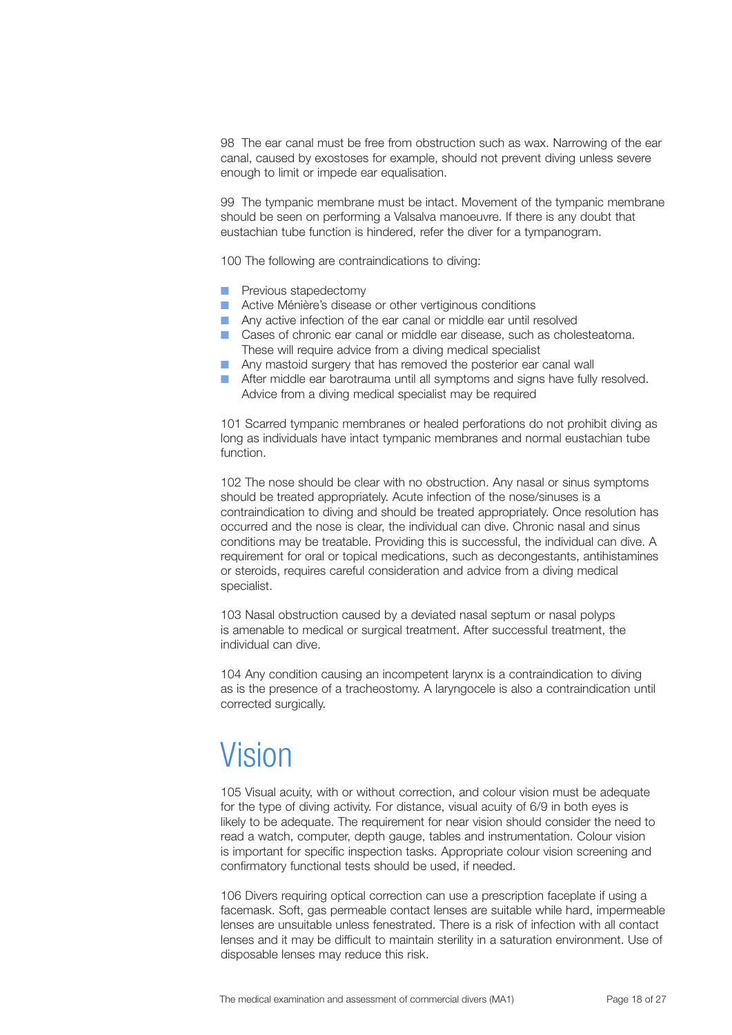98 The ear canal must be free from obstruction such as wax. Narrowing of the ear canal, caused by exostoses for example, should not prevent diving unless severe enough to limit or impede ear equalisation.

99 The tympanic membrane must be intact. Movement of the tympanic membrane should be seen on performing a Valsalva manoeuvre. If there is any doubt that eustachian tube function is hindered, refer the diver for a tympanogram.

100 The following are contraindications to diving:

- Previous stapedectomy
- Active Ménière's disease or other vertiginous conditions
- Any active infection of the ear canal or middle ear until resolved
- Cases of chronic ear canal or middle ear disease, such as cholesteatoma. These will require advice from a diving medical specialist
- Any mastoid surgery that has removed the posterior ear canal wall
- After middle ear barotrauma until all symptoms and signs have fully resolved. Advice from a diving medical specialist may be required

101 Scarred tympanic membranes or healed perforations do not prohibit diving as long as individuals have intact tympanic membranes and normal eustachian tube function.

102 The nose should be clear with no obstruction. Any nasal or sinus symptoms should be treated appropriately. Acute infection of the nose/sinuses is a contraindication to diving and should be treated appropriately. Once resolution has occurred and the nose is clear, the individual can dive. Chronic nasal and sinus conditions may be treatable. Providing this is successful, the individual can dive. A requirement for oral or topical medications, such as decongestants, antihistamines or steroids, requires careful consideration and advice from a diving medical specialist.

103 Nasal obstruction caused by a deviated nasal septum or nasal polyps is amenable to medical or surgical treatment. After successful treatment, the individual can dive.

104 Any condition causing an incompetent larynx is a contraindication to diving as is the presence of a tracheostomy. A laryngocele is also a contraindication until corrected surgically.

# Vision

105 Visual acuity, with or without correction, and colour vision must be adequate for the type of diving activity. For distance, visual acuity of 6/9 in both eyes is likely to be adequate. The requirement for near vision should consider the need to read a watch, computer, depth gauge, tables and instrumentation. Colour vision is important for specific inspection tasks. Appropriate colour vision screening and confirmatory functional tests should be used, if needed.

106 Divers requiring optical correction can use a prescription faceplate if using a facemask. Soft, gas permeable contact lenses are suitable while hard, impermeable lenses are unsuitable unless fenestrated. There is a risk of infection with all contact lenses and it may be difficult to maintain sterility in a saturation environment. Use of disposable lenses may reduce this risk.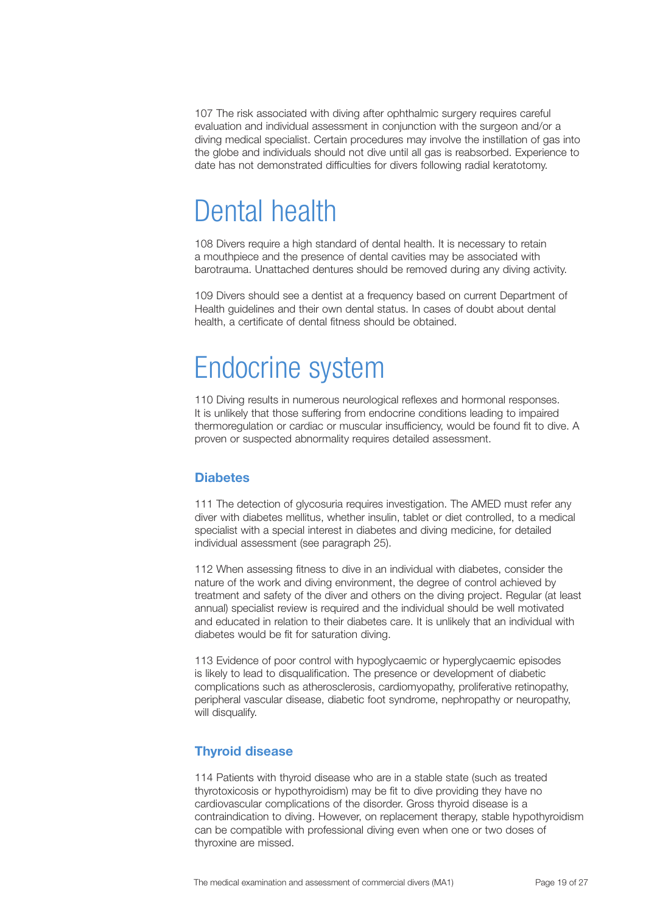107 The risk associated with diving after ophthalmic surgery requires careful evaluation and individual assessment in conjunction with the surgeon and/or a diving medical specialist. Certain procedures may involve the instillation of gas into the globe and individuals should not dive until all gas is reabsorbed. Experience to date has not demonstrated difficulties for divers following radial keratotomy.

# Dental health

108 Divers require a high standard of dental health. It is necessary to retain a mouthpiece and the presence of dental cavities may be associated with barotrauma. Unattached dentures should be removed during any diving activity.

109 Divers should see a dentist at a frequency based on current Department of Health guidelines and their own dental status. In cases of doubt about dental health, a certificate of dental fitness should be obtained.

# Endocrine system

110 Diving results in numerous neurological reflexes and hormonal responses. It is unlikely that those suffering from endocrine conditions leading to impaired thermoregulation or cardiac or muscular insufficiency, would be found fit to dive. A proven or suspected abnormality requires detailed assessment.

### Diabetes

111 The detection of glycosuria requires investigation. The AMED must refer any diver with diabetes mellitus, whether insulin, tablet or diet controlled, to a medical specialist with a special interest in diabetes and diving medicine, for detailed individual assessment (see paragraph 25).

112 When assessing fitness to dive in an individual with diabetes, consider the nature of the work and diving environment, the degree of control achieved by treatment and safety of the diver and others on the diving project. Regular (at least annual) specialist review is required and the individual should be well motivated and educated in relation to their diabetes care. It is unlikely that an individual with diabetes would be fit for saturation diving.

113 Evidence of poor control with hypoglycaemic or hyperglycaemic episodes is likely to lead to disqualification. The presence or development of diabetic complications such as atherosclerosis, cardiomyopathy, proliferative retinopathy, peripheral vascular disease, diabetic foot syndrome, nephropathy or neuropathy, will disqualify.

### Thyroid disease

114 Patients with thyroid disease who are in a stable state (such as treated thyrotoxicosis or hypothyroidism) may be fit to dive providing they have no cardiovascular complications of the disorder. Gross thyroid disease is a contraindication to diving. However, on replacement therapy, stable hypothyroidism can be compatible with professional diving even when one or two doses of thyroxine are missed.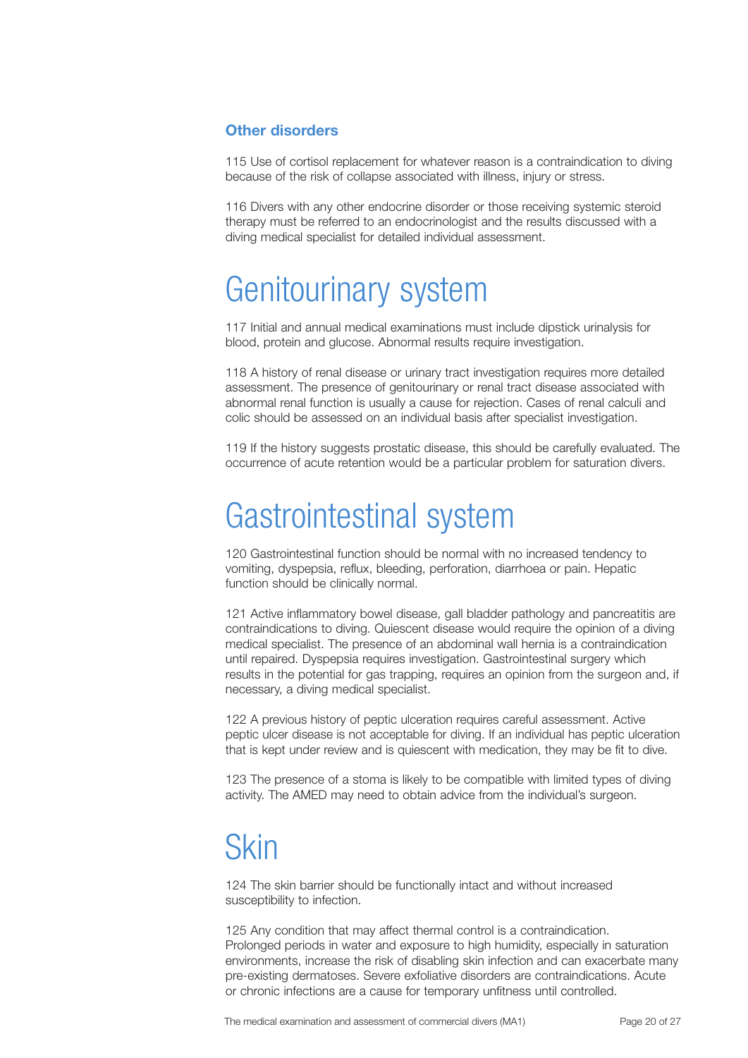### Other disorders

115 Use of cortisol replacement for whatever reason is a contraindication to diving because of the risk of collapse associated with illness, injury or stress.

116 Divers with any other endocrine disorder or those receiving systemic steroid therapy must be referred to an endocrinologist and the results discussed with a diving medical specialist for detailed individual assessment.

# Genitourinary system

117 Initial and annual medical examinations must include dipstick urinalysis for blood, protein and glucose. Abnormal results require investigation.

118 A history of renal disease or urinary tract investigation requires more detailed assessment. The presence of genitourinary or renal tract disease associated with abnormal renal function is usually a cause for rejection. Cases of renal calculi and colic should be assessed on an individual basis after specialist investigation.

119 If the history suggests prostatic disease, this should be carefully evaluated. The occurrence of acute retention would be a particular problem for saturation divers.

# Gastrointestinal system

120 Gastrointestinal function should be normal with no increased tendency to vomiting, dyspepsia, reflux, bleeding, perforation, diarrhoea or pain. Hepatic function should be clinically normal.

121 Active inflammatory bowel disease, gall bladder pathology and pancreatitis are contraindications to diving. Quiescent disease would require the opinion of a diving medical specialist. The presence of an abdominal wall hernia is a contraindication until repaired. Dyspepsia requires investigation. Gastrointestinal surgery which results in the potential for gas trapping, requires an opinion from the surgeon and, if necessary, a diving medical specialist.

122 A previous history of peptic ulceration requires careful assessment. Active peptic ulcer disease is not acceptable for diving. If an individual has peptic ulceration that is kept under review and is quiescent with medication, they may be fit to dive.

123 The presence of a stoma is likely to be compatible with limited types of diving activity. The AMED may need to obtain advice from the individual's surgeon.

# Skin

124 The skin barrier should be functionally intact and without increased susceptibility to infection.

125 Any condition that may affect thermal control is a contraindication. Prolonged periods in water and exposure to high humidity, especially in saturation environments, increase the risk of disabling skin infection and can exacerbate many pre-existing dermatoses. Severe exfoliative disorders are contraindications. Acute or chronic infections are a cause for temporary unfitness until controlled.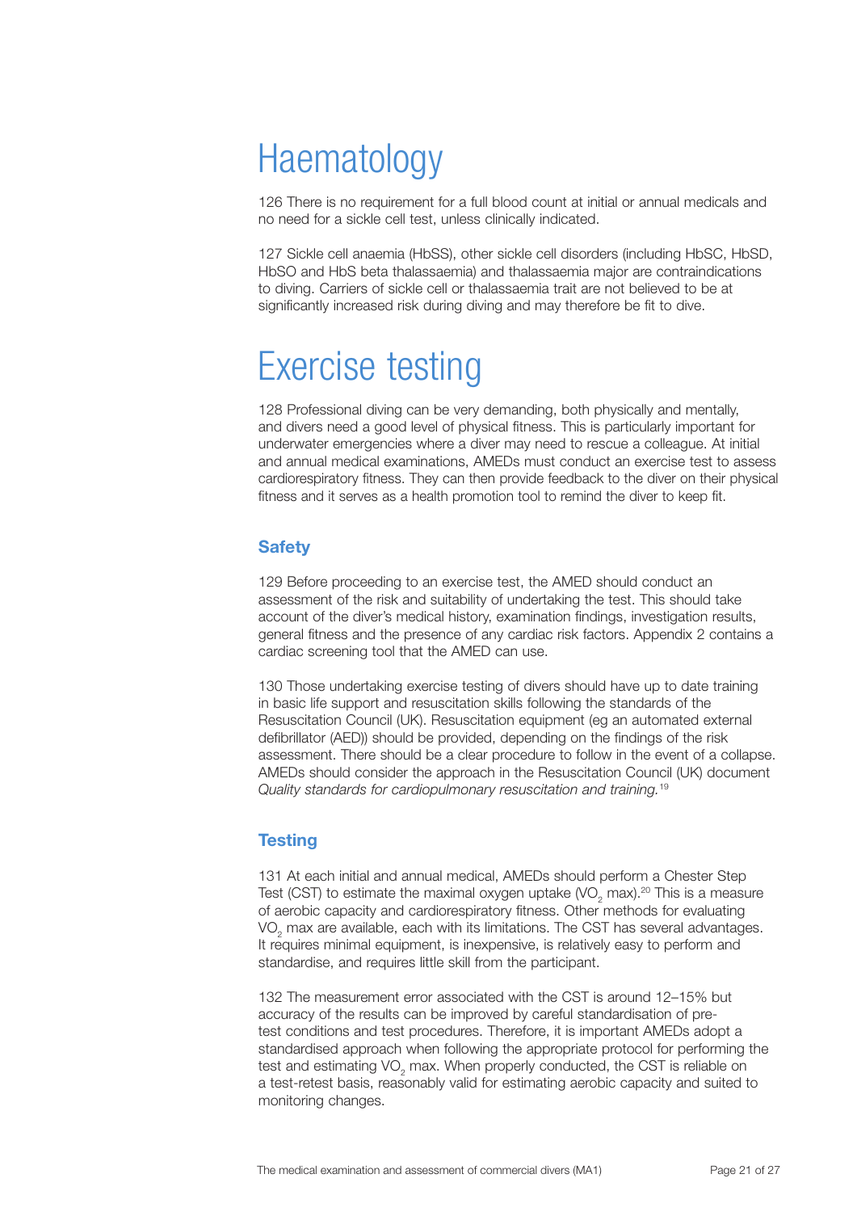# Haematology

126 There is no requirement for a full blood count at initial or annual medicals and no need for a sickle cell test, unless clinically indicated.

127 Sickle cell anaemia (HbSS), other sickle cell disorders (including HbSC, HbSD, HbSO and HbS beta thalassaemia) and thalassaemia major are contraindications to diving. Carriers of sickle cell or thalassaemia trait are not believed to be at significantly increased risk during diving and may therefore be fit to dive.

# Exercise testing

128 Professional diving can be very demanding, both physically and mentally, and divers need a good level of physical fitness. This is particularly important for underwater emergencies where a diver may need to rescue a colleague. At initial and annual medical examinations, AMEDs must conduct an exercise test to assess cardiorespiratory fitness. They can then provide feedback to the diver on their physical fitness and it serves as a health promotion tool to remind the diver to keep fit.

## Safety

129 Before proceeding to an exercise test, the AMED should conduct an assessment of the risk and suitability of undertaking the test. This should take account of the diver's medical history, examination findings, investigation results, general fitness and the presence of any cardiac risk factors. Appendix 2 contains a cardiac screening tool that the AMED can use.

130 Those undertaking exercise testing of divers should have up to date training in basic life support and resuscitation skills following the standards of the Resuscitation Council (UK). Resuscitation equipment (eg an automated external defibrillator (AED)) should be provided, depending on the findings of the risk assessment. There should be a clear procedure to follow in the event of a collapse. AMEDs should consider the approach in the Resuscitation Council (UK) document *Quality standards for cardiopulmonary resuscitation and training.*[19]

## Testing

131 At each initial and annual medical, AMEDs should perform a Chester Step Test (CST) to estimate the maximal oxygen uptake ($VO_2$ max).[20] This is a measure of aerobic capacity and cardiorespiratory fitness. Other methods for evaluating $VO_2$ max are available, each with its limitations. The CST has several advantages. It requires minimal equipment, is inexpensive, is relatively easy to perform and standardise, and requires little skill from the participant.

132 The measurement error associated with the CST is around 12–15% but accuracy of the results can be improved by careful standardisation of pre-test conditions and test procedures. Therefore, it is important AMEDs adopt a standardised approach when following the appropriate protocol for performing the test and estimating $VO_2$ max. When properly conducted, the CST is reliable on a test-retest basis, reasonably valid for estimating aerobic capacity and suited to monitoring changes.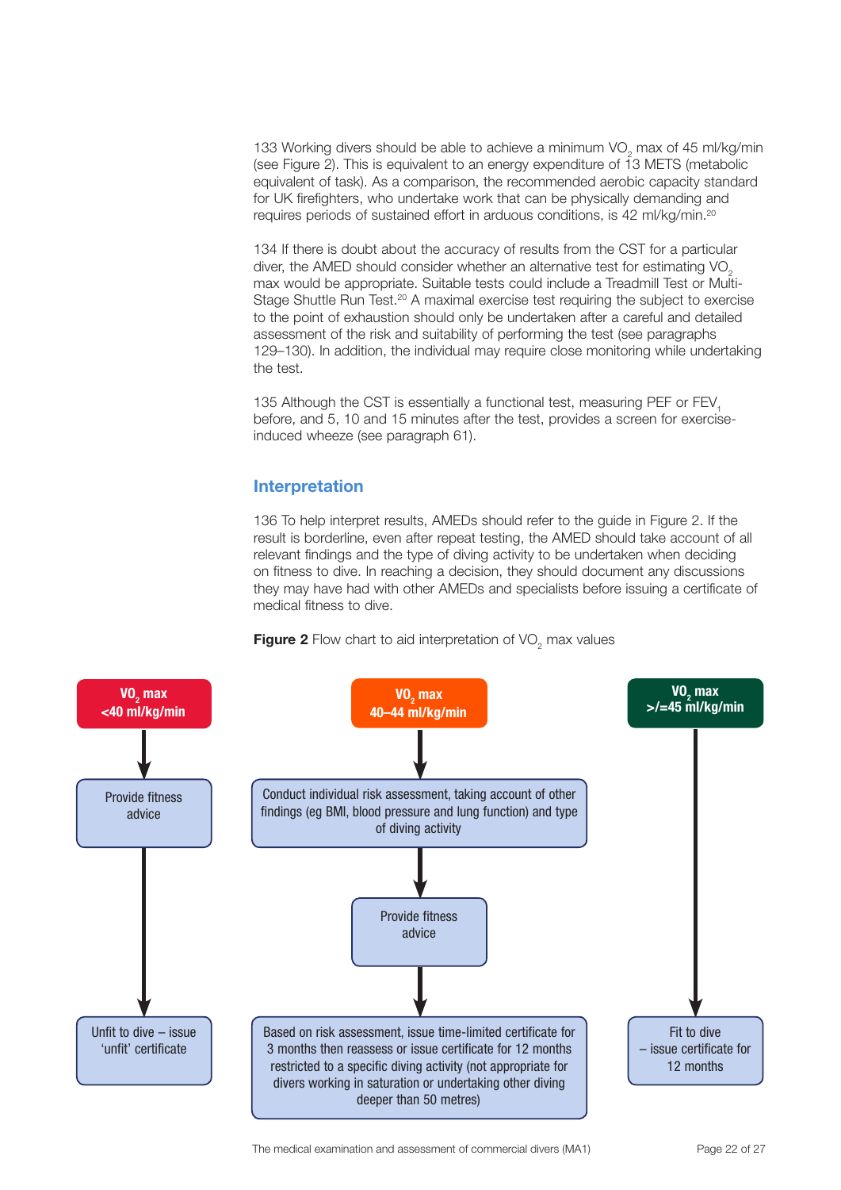133 Working divers should be able to achieve a minimum $VO_2$ max of 45 ml/kg/min (see Figure 2). This is equivalent to an energy expenditure of 13 METS (metabolic equivalent of task). As a comparison, the recommended aerobic capacity standard for UK firefighters, who undertake work that can be physically demanding and requires periods of sustained effort in arduous conditions, is 42 ml/kg/min.[20]

134 If there is doubt about the accuracy of results from the CST for a particular diver, the AMED should consider whether an alternative test for estimating $VO_2$ max would be appropriate. Suitable tests could include a Treadmill Test or Multi-Stage Shuttle Run Test.[20] A maximal exercise test requiring the subject to exercise to the point of exhaustion should only be undertaken after a careful and detailed assessment of the risk and suitability of performing the test (see paragraphs 129–130). In addition, the individual may require close monitoring while undertaking the test.

135 Although the CST is essentially a functional test, measuring PEF or $FEV_1$ before, and 5, 10 and 15 minutes after the test, provides a screen for exercise-induced wheeze (see paragraph 61).

## Interpretation

136 To help interpret results, AMEDs should refer to the guide in Figure 2. If the result is borderline, even after repeat testing, the AMED should take account of all relevant findings and the type of diving activity to be undertaken when deciding on fitness to dive. In reaching a decision, they should document any discussions they may have had with other AMEDs and specialists before issuing a certificate of medical fitness to dive.

**Figure 2** Flow chart to aid interpretation of $VO_2$ max values

**$VO_2$ max <40 ml/kg/min**
→ Provide fitness advice
→ Unfit to dive – issue 'unfit' certificate

**$VO_2$ max 40–44 ml/kg/min**
→ Conduct individual risk assessment, taking account of other findings (eg BMI, blood pressure and lung function) and type of diving activity
→ Provide fitness advice
→ Based on risk assessment, issue time-limited certificate for 3 months then reassess or issue certificate for 12 months restricted to a specific diving activity (not appropriate for divers working in saturation or undertaking other diving deeper than 50 metres)

**$VO_2$ max >/=45 ml/kg/min**
→ Fit to dive – issue certificate for 12 months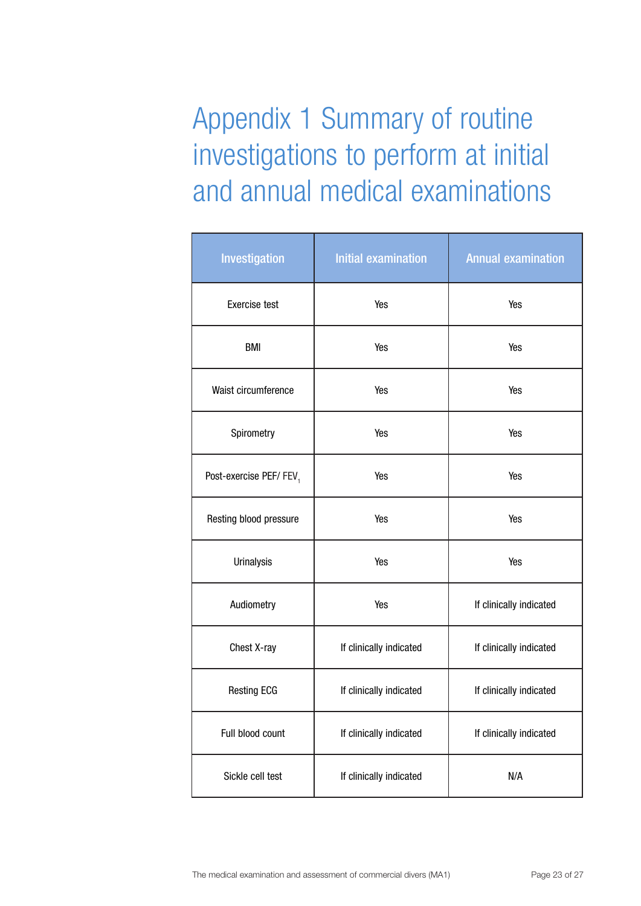# Appendix 1 Summary of routine investigations to perform at initial and annual medical examinations

| Investigation | Initial examination | Annual examination |
|---|---|---|
| Exercise test | Yes | Yes |
| BMI | Yes | Yes |
| Waist circumference | Yes | Yes |
| Spirometry | Yes | Yes |
| Post-exercise PEF/ $FEV_1$ | Yes | Yes |
| Resting blood pressure | Yes | Yes |
| Urinalysis | Yes | Yes |
| Audiometry | Yes | If clinically indicated |
| Chest X-ray | If clinically indicated | If clinically indicated |
| Resting ECG | If clinically indicated | If clinically indicated |
| Full blood count | If clinically indicated | If clinically indicated |
| Sickle cell test | If clinically indicated | N/A |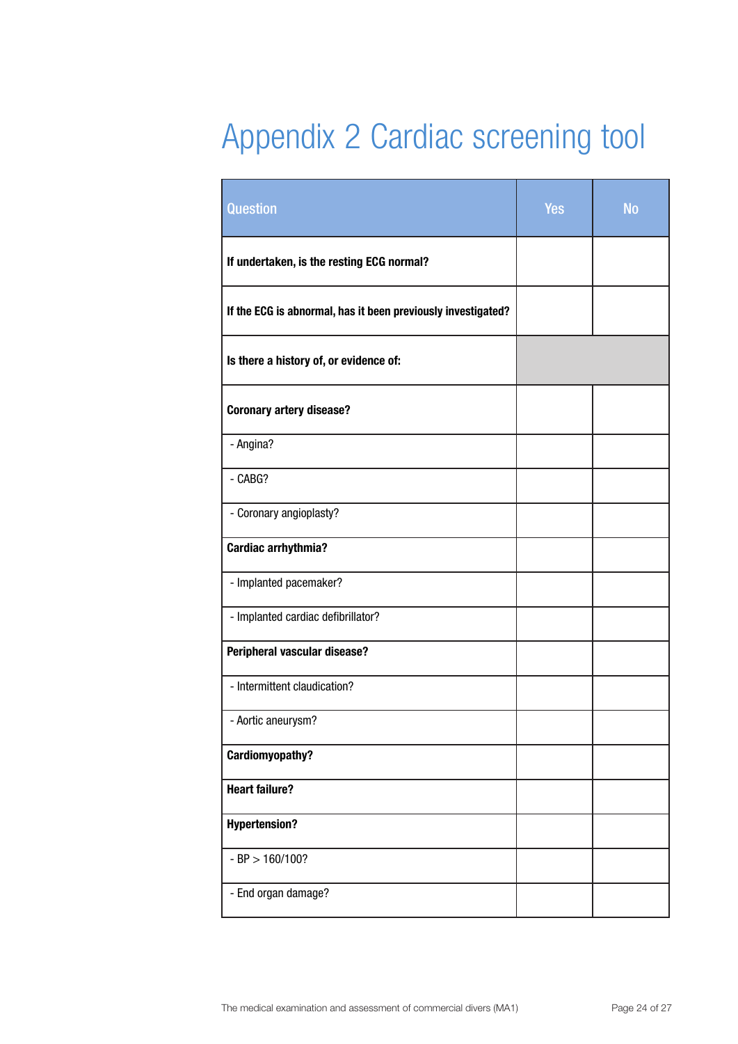# Appendix 2 Cardiac screening tool

| Question | Yes | No |
|---|---|---|
| **If undertaken, is the resting ECG normal?** | | |
| **If the ECG is abnormal, has it been previously investigated?** | | |
| **Is there a history of, or evidence of:** | | |
| **Coronary artery disease?** | | |
| - Angina? | | |
| - CABG? | | |
| - Coronary angioplasty? | | |
| **Cardiac arrhythmia?** | | |
| - Implanted pacemaker? | | |
| - Implanted cardiac defibrillator? | | |
| **Peripheral vascular disease?** | | |
| - Intermittent claudication? | | |
| - Aortic aneurysm? | | |
| **Cardiomyopathy?** | | |
| **Heart failure?** | | |
| **Hypertension?** | | |
| - BP > 160/100? | | |
| - End organ damage? | | |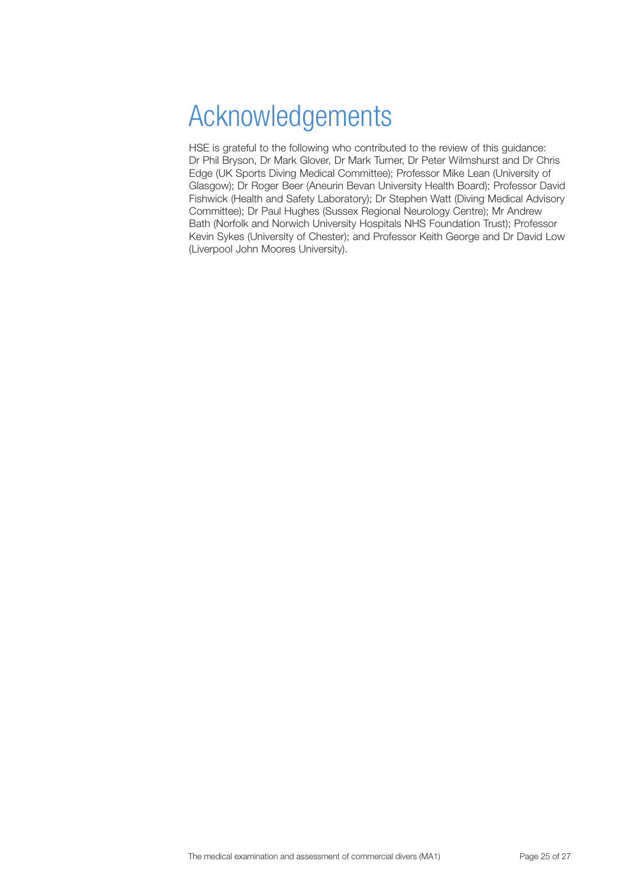# Acknowledgements

HSE is grateful to the following who contributed to the review of this guidance: Dr Phil Bryson, Dr Mark Glover, Dr Mark Turner, Dr Peter Wilmshurst and Dr Chris Edge (UK Sports Diving Medical Committee); Professor Mike Lean (University of Glasgow); Dr Roger Beer (Aneurin Bevan University Health Board); Professor David Fishwick (Health and Safety Laboratory); Dr Stephen Watt (Diving Medical Advisory Committee); Dr Paul Hughes (Sussex Regional Neurology Centre); Mr Andrew Bath (Norfolk and Norwich University Hospitals NHS Foundation Trust); Professor Kevin Sykes (University of Chester); and Professor Keith George and Dr David Low (Liverpool John Moores University).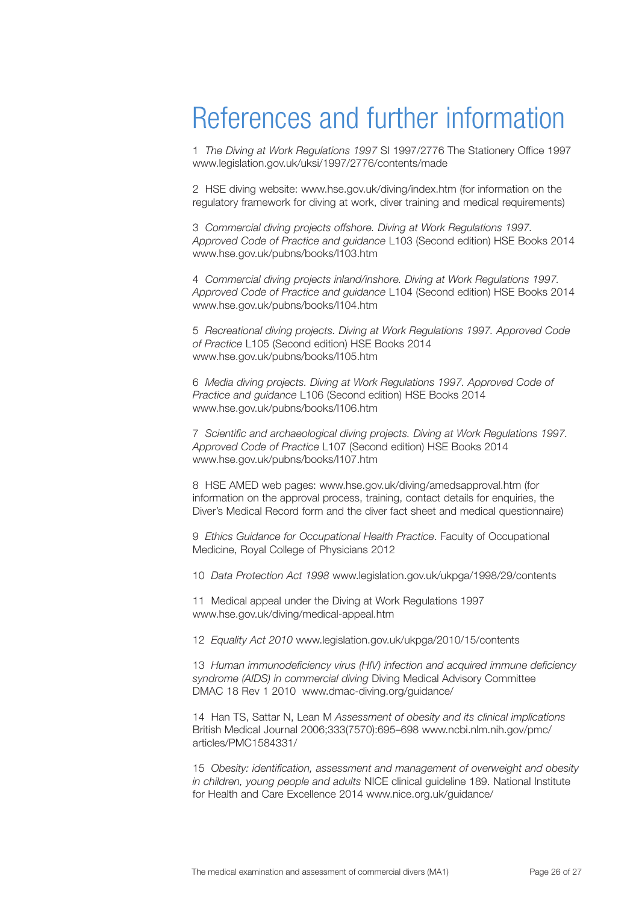# References and further information

1 *The Diving at Work Regulations 1997* SI 1997/2776 The Stationery Office 1997 www.legislation.gov.uk/uksi/1997/2776/contents/made

2 HSE diving website: www.hse.gov.uk/diving/index.htm (for information on the regulatory framework for diving at work, diver training and medical requirements)

3 *Commercial diving projects offshore. Diving at Work Regulations 1997. Approved Code of Practice and guidance* L103 (Second edition) HSE Books 2014 www.hse.gov.uk/pubns/books/l103.htm

4 *Commercial diving projects inland/inshore. Diving at Work Regulations 1997. Approved Code of Practice and guidance* L104 (Second edition) HSE Books 2014 www.hse.gov.uk/pubns/books/l104.htm

5 *Recreational diving projects. Diving at Work Regulations 1997. Approved Code of Practice* L105 (Second edition) HSE Books 2014 www.hse.gov.uk/pubns/books/l105.htm

6 *Media diving projects. Diving at Work Regulations 1997. Approved Code of Practice and guidance* L106 (Second edition) HSE Books 2014 www.hse.gov.uk/pubns/books/l106.htm

7 *Scientific and archaeological diving projects. Diving at Work Regulations 1997. Approved Code of Practice* L107 (Second edition) HSE Books 2014 www.hse.gov.uk/pubns/books/l107.htm

8 HSE AMED web pages: www.hse.gov.uk/diving/amedsapproval.htm (for information on the approval process, training, contact details for enquiries, the Diver's Medical Record form and the diver fact sheet and medical questionnaire)

9 *Ethics Guidance for Occupational Health Practice*. Faculty of Occupational Medicine, Royal College of Physicians 2012

10 *Data Protection Act 1998* www.legislation.gov.uk/ukpga/1998/29/contents

11 Medical appeal under the Diving at Work Regulations 1997 www.hse.gov.uk/diving/medical-appeal.htm

12 *Equality Act 2010* www.legislation.gov.uk/ukpga/2010/15/contents

13 *Human immunodeficiency virus (HIV) infection and acquired immune deficiency syndrome (AIDS) in commercial diving* Diving Medical Advisory Committee DMAC 18 Rev 1 2010 www.dmac-diving.org/guidance/

14 Han TS, Sattar N, Lean M *Assessment of obesity and its clinical implications* British Medical Journal 2006;333(7570):695–698 www.ncbi.nlm.nih.gov/pmc/articles/PMC1584331/

15 *Obesity: identification, assessment and management of overweight and obesity in children, young people and adults* NICE clinical guideline 189. National Institute for Health and Care Excellence 2014 www.nice.org.uk/guidance/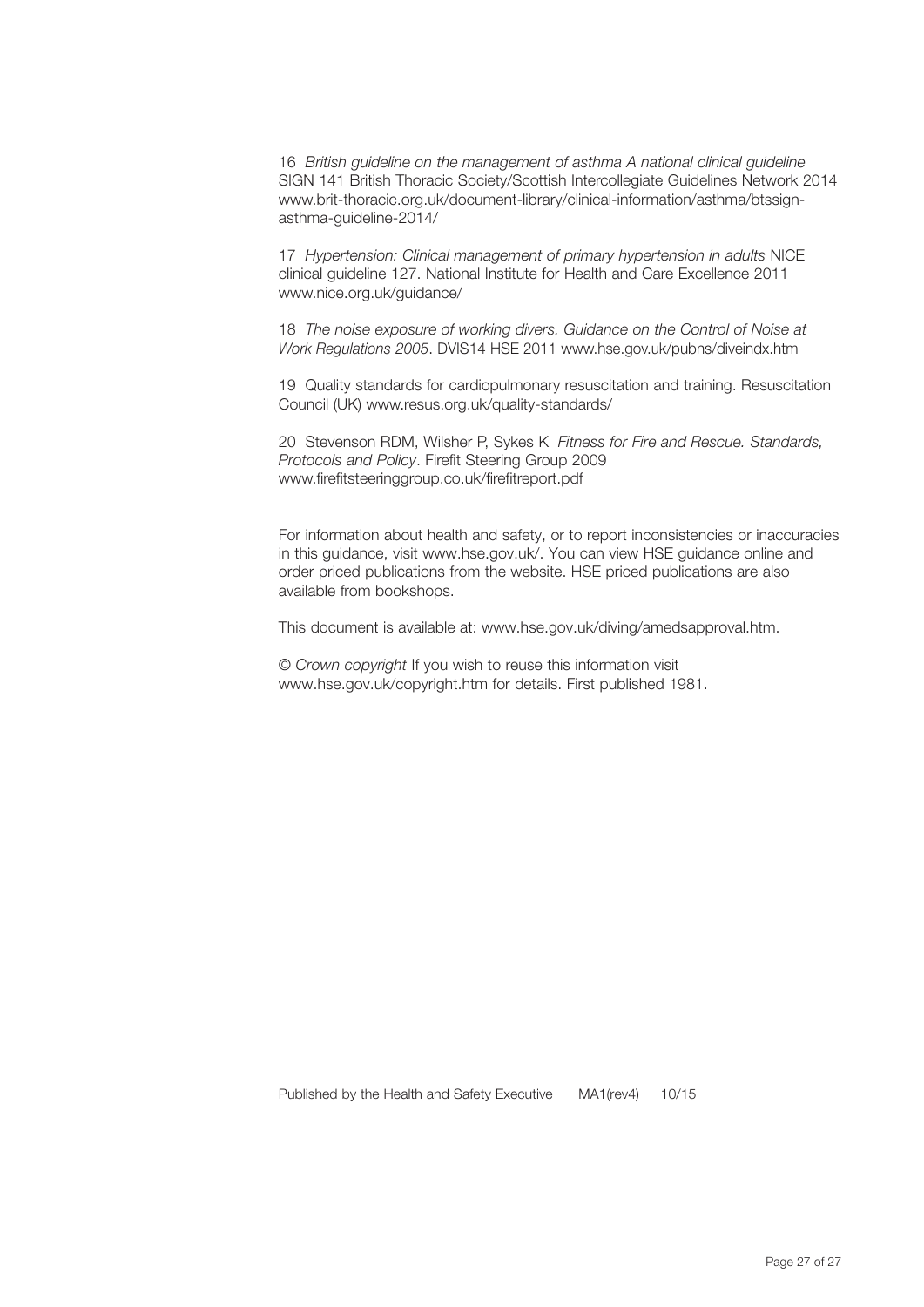16 *British guideline on the management of asthma A national clinical guideline* SIGN 141 British Thoracic Society/Scottish Intercollegiate Guidelines Network 2014 www.brit-thoracic.org.uk/document-library/clinical-information/asthma/btssign-asthma-guideline-2014/

17 *Hypertension: Clinical management of primary hypertension in adults* NICE clinical guideline 127. National Institute for Health and Care Excellence 2011 www.nice.org.uk/guidance/

18 *The noise exposure of working divers. Guidance on the Control of Noise at Work Regulations 2005*. DVIS14 HSE 2011 www.hse.gov.uk/pubns/diveindx.htm

19 Quality standards for cardiopulmonary resuscitation and training. Resuscitation Council (UK) www.resus.org.uk/quality-standards/

20 Stevenson RDM, Wilsher P, Sykes K *Fitness for Fire and Rescue. Standards, Protocols and Policy*. Firefit Steering Group 2009 www.firefitsteeringgroup.co.uk/firefitreport.pdf

For information about health and safety, or to report inconsistencies or inaccuracies in this guidance, visit www.hse.gov.uk/. You can view HSE guidance online and order priced publications from the website. HSE priced publications are also available from bookshops.

This document is available at: www.hse.gov.uk/diving/amedsapproval.htm.

© *Crown copyright* If you wish to reuse this information visit www.hse.gov.uk/copyright.htm for details. First published 1981.

Published by the Health and Safety Executive MA1(rev4) 10/15